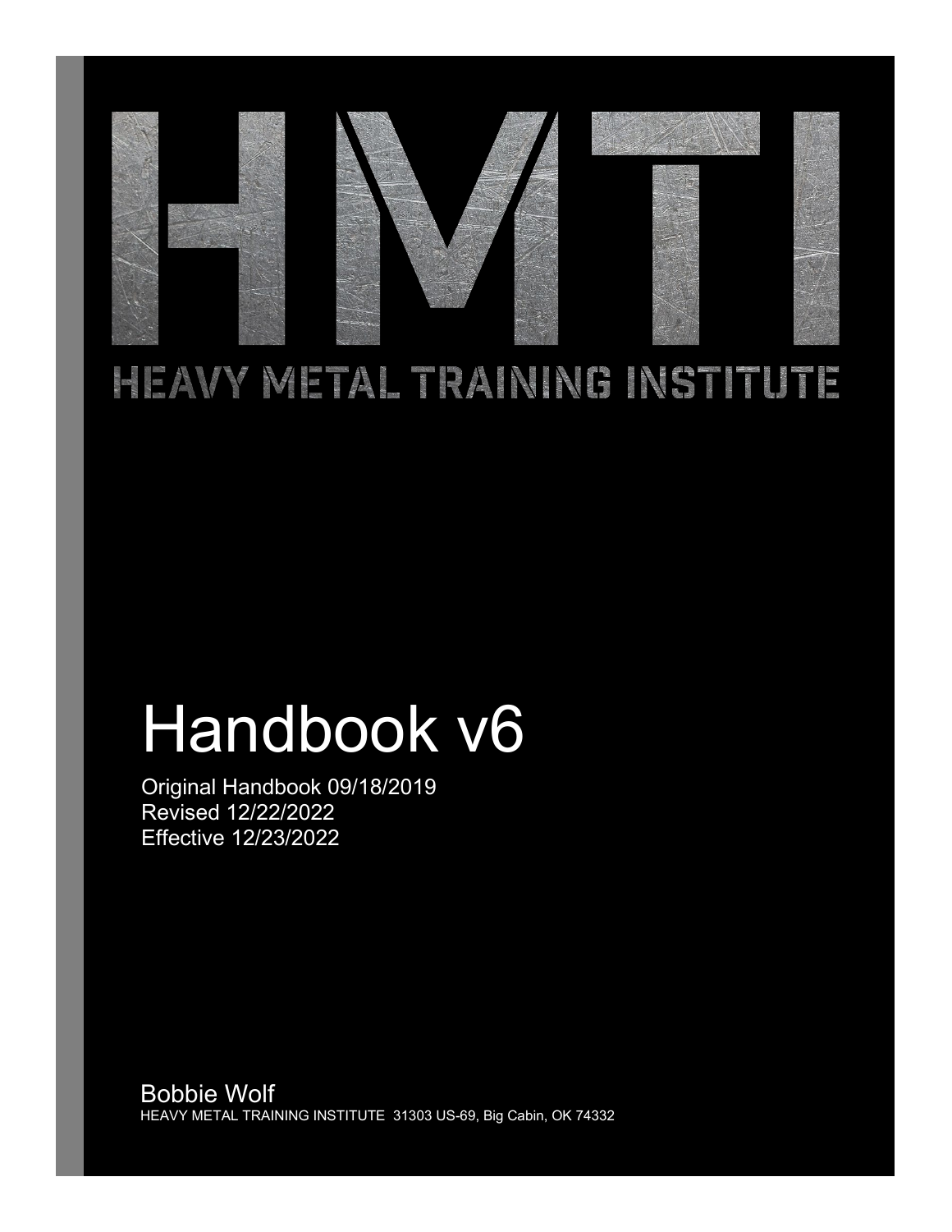# HMTI

## HEAVY METAL TRAINING INSTITUTE

# Handbook v6

Original Handbook 09/18/2019
Revised 12/22/2022
Effective 12/23/2022

Bobbie Wolf
HEAVY METAL TRAINING INSTITUTE 31303 US-69, Big Cabin, OK 74332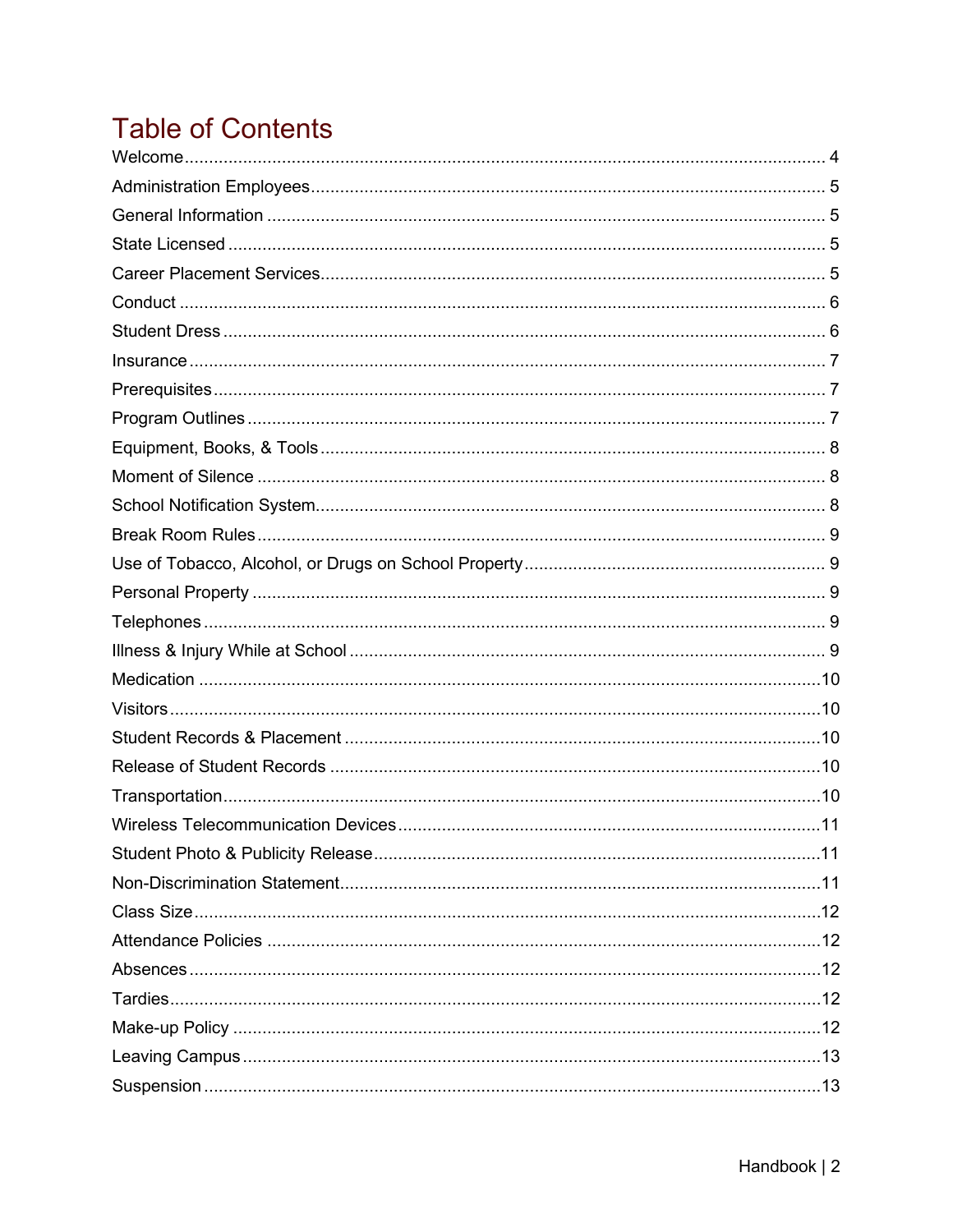# Table of Contents

Welcome ........................................................................................................................ 4
Administration Employees ......................................................................................... 5
General Information .................................................................................................. 5
State Licensed ............................................................................................................ 5
Career Placement Services ....................................................................................... 5
Conduct ...................................................................................................................... 6
Student Dress ............................................................................................................ 6
Insurance ................................................................................................................... 7
Prerequisites .............................................................................................................. 7
Program Outlines ....................................................................................................... 7
Equipment, Books, & Tools ....................................................................................... 8
Moment of Silence ..................................................................................................... 8
School Notification System ........................................................................................ 8
Break Room Rules ..................................................................................................... 9
Use of Tobacco, Alcohol, or Drugs on School Property ............................................. 9
Personal Property ...................................................................................................... 9
Telephones ................................................................................................................ 9
Illness & Injury While at School .................................................................................. 9
Medication ................................................................................................................ 10
Visitors ..................................................................................................................... 10
Student Records & Placement ................................................................................. 10
Release of Student Records ..................................................................................... 10
Transportation .......................................................................................................... 10
Wireless Telecommunication Devices ...................................................................... 11
Student Photo & Publicity Release ........................................................................... 11
Non-Discrimination Statement .................................................................................. 11
Class Size ................................................................................................................. 12
Attendance Policies .................................................................................................. 12
Absences .................................................................................................................. 12
Tardies ...................................................................................................................... 12
Make-up Policy ......................................................................................................... 12
Leaving Campus ....................................................................................................... 13
Suspension ............................................................................................................... 13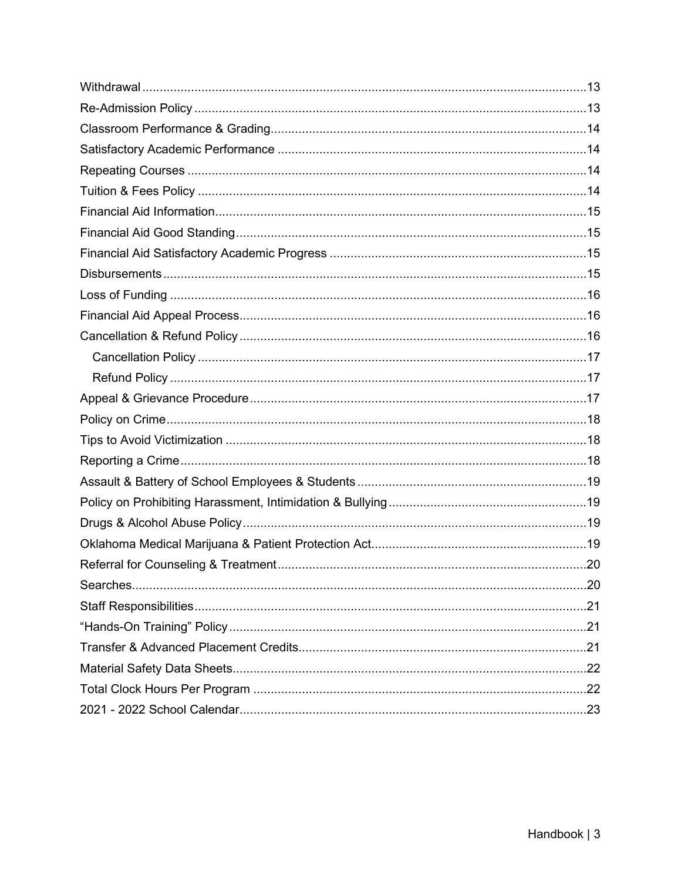Withdrawal ....................................................................................................................13
Re-Admission Policy ......................................................................................................13
Classroom Performance & Grading..................................................................................14
Satisfactory Academic Performance ...............................................................................14
Repeating Courses .........................................................................................................14
Tuition & Fees Policy ......................................................................................................14
Financial Aid Information.................................................................................................15
Financial Aid Good Standing...........................................................................................15
Financial Aid Satisfactory Academic Progress ................................................................15
Disbursements................................................................................................................15
Loss of Funding ..............................................................................................................16
Financial Aid Appeal Process..........................................................................................16
Cancellation & Refund Policy ..........................................................................................16
  Cancellation Policy .......................................................................................................17
  Refund Policy ...............................................................................................................17
Appeal & Grievance Procedure.......................................................................................17
Policy on Crime...............................................................................................................18
Tips to Avoid Victimization ..............................................................................................18
Reporting a Crime...........................................................................................................18
Assault & Battery of School Employees & Students ........................................................19
Policy on Prohibiting Harassment, Intimidation & Bullying...............................................19
Drugs & Alcohol Abuse Policy.........................................................................................19
Oklahoma Medical Marijuana & Patient Protection Act....................................................19
Referral for Counseling & Treatment...............................................................................20
Searches.........................................................................................................................20
Staff Responsibilities.......................................................................................................21
"Hands-On Training" Policy.............................................................................................21
Transfer & Advanced Placement Credits.........................................................................21
Material Safety Data Sheets............................................................................................22
Total Clock Hours Per Program ......................................................................................22
2021 - 2022 School Calendar..........................................................................................23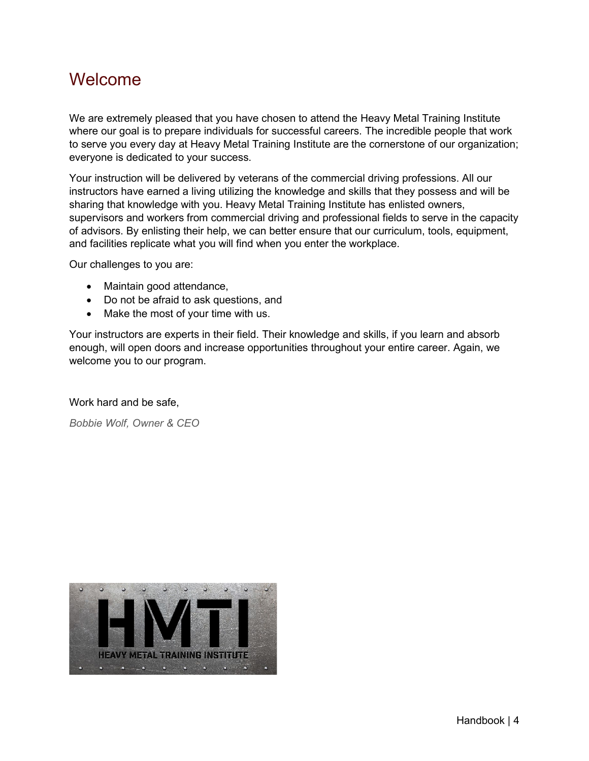# Welcome

We are extremely pleased that you have chosen to attend the Heavy Metal Training Institute where our goal is to prepare individuals for successful careers. The incredible people that work to serve you every day at Heavy Metal Training Institute are the cornerstone of our organization; everyone is dedicated to your success.

Your instruction will be delivered by veterans of the commercial driving professions. All our instructors have earned a living utilizing the knowledge and skills that they possess and will be sharing that knowledge with you. Heavy Metal Training Institute has enlisted owners, supervisors and workers from commercial driving and professional fields to serve in the capacity of advisors. By enlisting their help, we can better ensure that our curriculum, tools, equipment, and facilities replicate what you will find when you enter the workplace.

Our challenges to you are:

- Maintain good attendance,
- Do not be afraid to ask questions, and
- Make the most of your time with us.

Your instructors are experts in their field. Their knowledge and skills, if you learn and absorb enough, will open doors and increase opportunities throughout your entire career. Again, we welcome you to our program.

Work hard and be safe,

*Bobbie Wolf, Owner & CEO*

HMTI
HEAVY METAL TRAINING INSTITUTE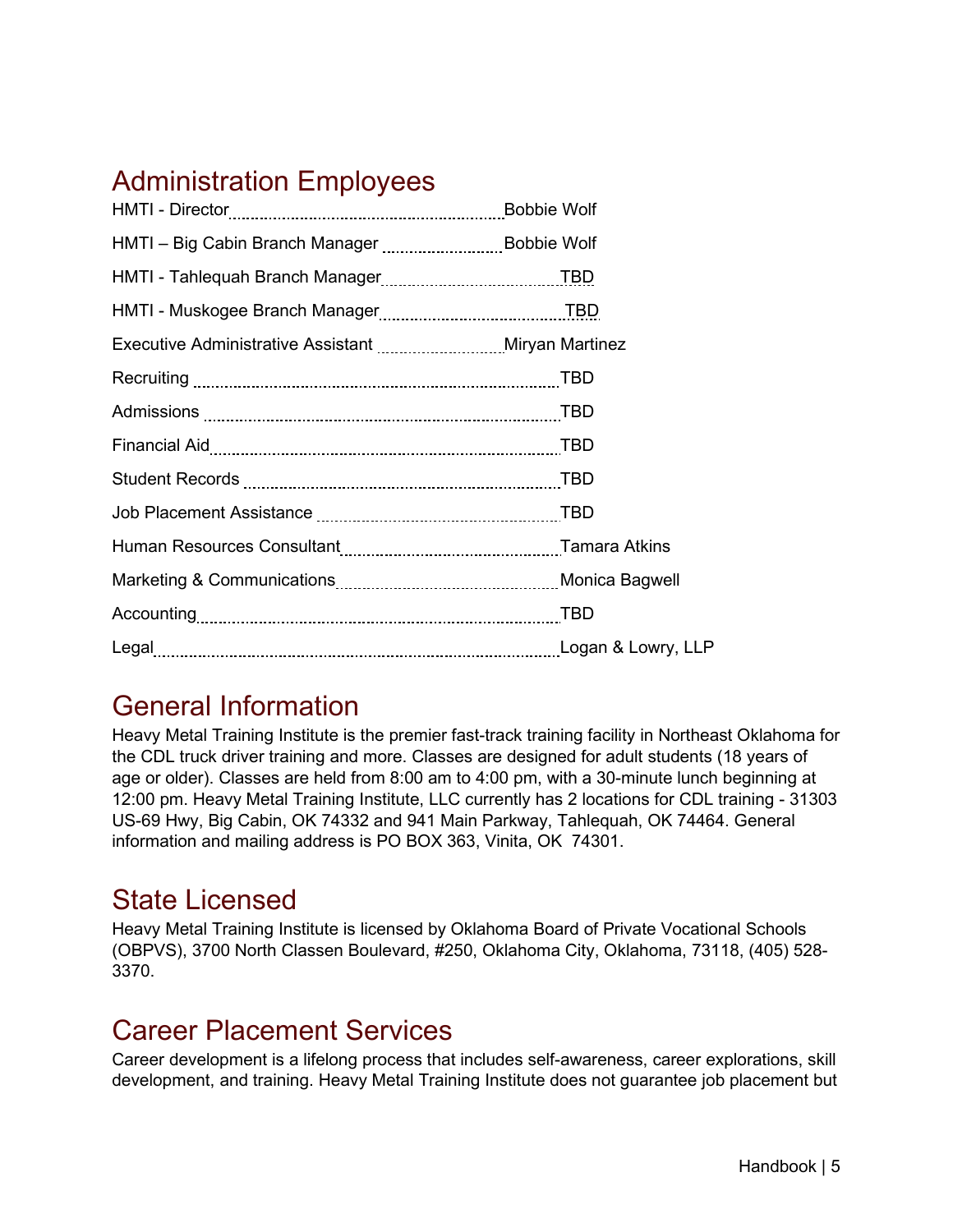## Administration Employees

| Position | Name |
|---|---|
| HMTI - Director | Bobbie Wolf |
| HMTI – Big Cabin Branch Manager | Bobbie Wolf |
| HMTI - Tahlequah Branch Manager | TBD |
| HMTI - Muskogee Branch Manager | TBD |
| Executive Administrative Assistant | Miryan Martinez |
| Recruiting | TBD |
| Admissions | TBD |
| Financial Aid | TBD |
| Student Records | TBD |
| Job Placement Assistance | TBD |
| Human Resources Consultant | Tamara Atkins |
| Marketing & Communications | Monica Bagwell |
| Accounting | TBD |
| Legal | Logan & Lowry, LLP |

## General Information

Heavy Metal Training Institute is the premier fast-track training facility in Northeast Oklahoma for the CDL truck driver training and more. Classes are designed for adult students (18 years of age or older). Classes are held from 8:00 am to 4:00 pm, with a 30-minute lunch beginning at 12:00 pm. Heavy Metal Training Institute, LLC currently has 2 locations for CDL training - 31303 US-69 Hwy, Big Cabin, OK 74332 and 941 Main Parkway, Tahlequah, OK 74464. General information and mailing address is PO BOX 363, Vinita, OK 74301.

## State Licensed

Heavy Metal Training Institute is licensed by Oklahoma Board of Private Vocational Schools (OBPVS), 3700 North Classen Boulevard, #250, Oklahoma City, Oklahoma, 73118, (405) 528-3370.

## Career Placement Services

Career development is a lifelong process that includes self-awareness, career explorations, skill development, and training. Heavy Metal Training Institute does not guarantee job placement but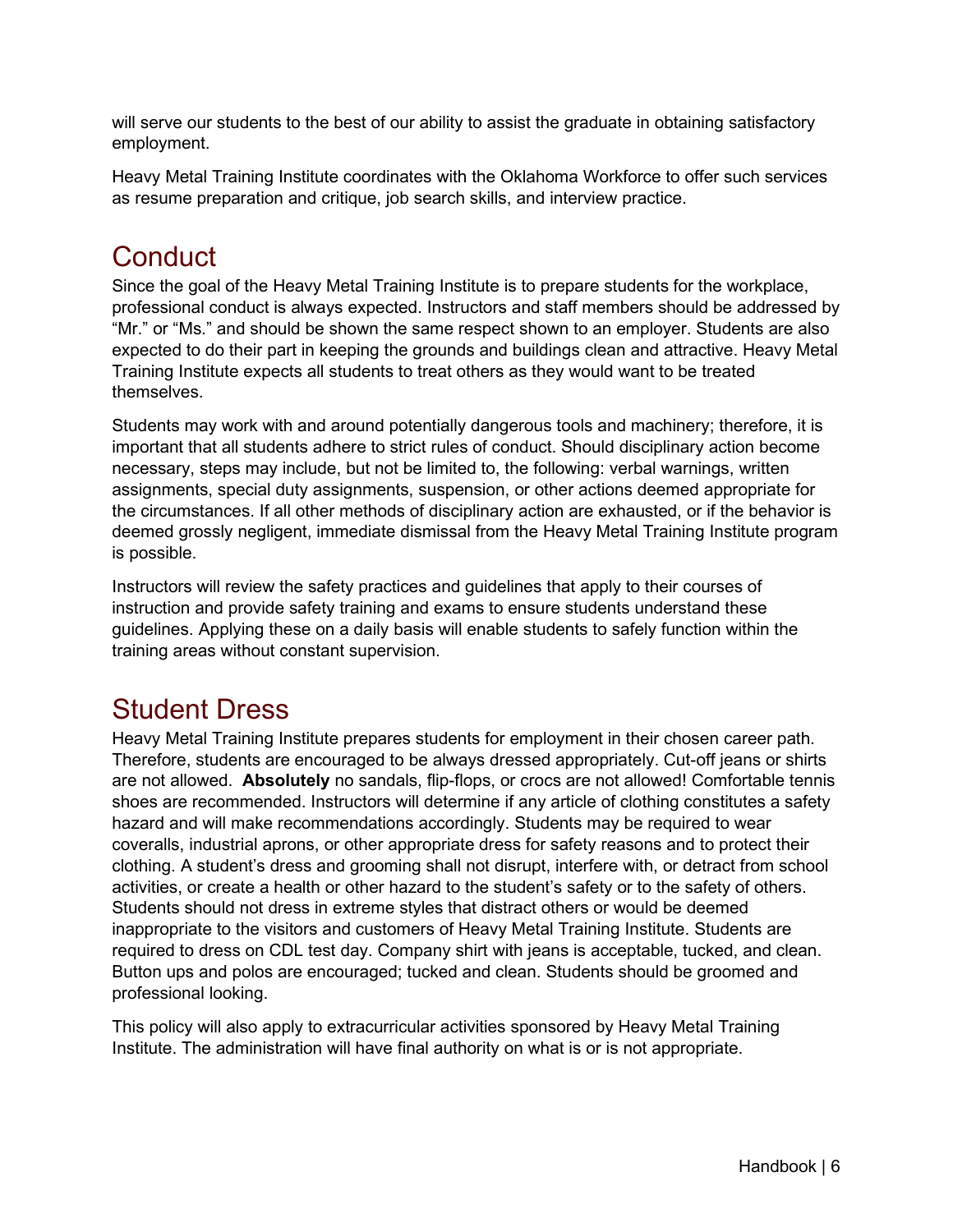will serve our students to the best of our ability to assist the graduate in obtaining satisfactory employment.

Heavy Metal Training Institute coordinates with the Oklahoma Workforce to offer such services as resume preparation and critique, job search skills, and interview practice.

## Conduct

Since the goal of the Heavy Metal Training Institute is to prepare students for the workplace, professional conduct is always expected. Instructors and staff members should be addressed by "Mr." or "Ms." and should be shown the same respect shown to an employer. Students are also expected to do their part in keeping the grounds and buildings clean and attractive. Heavy Metal Training Institute expects all students to treat others as they would want to be treated themselves.

Students may work with and around potentially dangerous tools and machinery; therefore, it is important that all students adhere to strict rules of conduct. Should disciplinary action become necessary, steps may include, but not be limited to, the following: verbal warnings, written assignments, special duty assignments, suspension, or other actions deemed appropriate for the circumstances. If all other methods of disciplinary action are exhausted, or if the behavior is deemed grossly negligent, immediate dismissal from the Heavy Metal Training Institute program is possible.

Instructors will review the safety practices and guidelines that apply to their courses of instruction and provide safety training and exams to ensure students understand these guidelines. Applying these on a daily basis will enable students to safely function within the training areas without constant supervision.

## Student Dress

Heavy Metal Training Institute prepares students for employment in their chosen career path. Therefore, students are encouraged to be always dressed appropriately. Cut-off jeans or shirts are not allowed. **Absolutely** no sandals, flip-flops, or crocs are not allowed! Comfortable tennis shoes are recommended. Instructors will determine if any article of clothing constitutes a safety hazard and will make recommendations accordingly. Students may be required to wear coveralls, industrial aprons, or other appropriate dress for safety reasons and to protect their clothing. A student's dress and grooming shall not disrupt, interfere with, or detract from school activities, or create a health or other hazard to the student's safety or to the safety of others. Students should not dress in extreme styles that distract others or would be deemed inappropriate to the visitors and customers of Heavy Metal Training Institute. Students are required to dress on CDL test day. Company shirt with jeans is acceptable, tucked, and clean. Button ups and polos are encouraged; tucked and clean. Students should be groomed and professional looking.

This policy will also apply to extracurricular activities sponsored by Heavy Metal Training Institute. The administration will have final authority on what is or is not appropriate.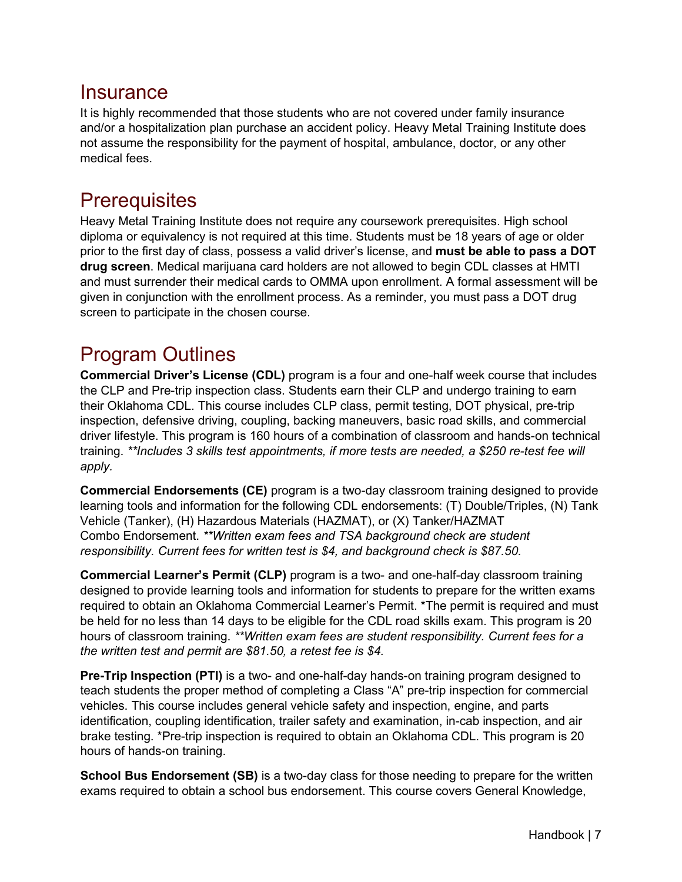## Insurance

It is highly recommended that those students who are not covered under family insurance and/or a hospitalization plan purchase an accident policy. Heavy Metal Training Institute does not assume the responsibility for the payment of hospital, ambulance, doctor, or any other medical fees.

## Prerequisites

Heavy Metal Training Institute does not require any coursework prerequisites. High school diploma or equivalency is not required at this time. Students must be 18 years of age or older prior to the first day of class, possess a valid driver's license, and **must be able to pass a DOT drug screen**. Medical marijuana card holders are not allowed to begin CDL classes at HMTI and must surrender their medical cards to OMMA upon enrollment. A formal assessment will be given in conjunction with the enrollment process. As a reminder, you must pass a DOT drug screen to participate in the chosen course.

## Program Outlines

**Commercial Driver's License (CDL)** program is a four and one-half week course that includes the CLP and Pre-trip inspection class. Students earn their CLP and undergo training to earn their Oklahoma CDL. This course includes CLP class, permit testing, DOT physical, pre-trip inspection, defensive driving, coupling, backing maneuvers, basic road skills, and commercial driver lifestyle. This program is 160 hours of a combination of classroom and hands-on technical training. *\*\*Includes 3 skills test appointments, if more tests are needed, a $250 re-test fee will apply.*

**Commercial Endorsements (CE)** program is a two-day classroom training designed to provide learning tools and information for the following CDL endorsements: (T) Double/Triples, (N) Tank Vehicle (Tanker), (H) Hazardous Materials (HAZMAT), or (X) Tanker/HAZMAT Combo Endorsement. *\*\*Written exam fees and TSA background check are student responsibility. Current fees for written test is $4, and background check is $87.50.*

**Commercial Learner's Permit (CLP)** program is a two- and one-half-day classroom training designed to provide learning tools and information for students to prepare for the written exams required to obtain an Oklahoma Commercial Learner's Permit. \*The permit is required and must be held for no less than 14 days to be eligible for the CDL road skills exam. This program is 20 hours of classroom training. *\*\*Written exam fees are student responsibility. Current fees for a the written test and permit are $81.50, a retest fee is $4.*

**Pre-Trip Inspection (PTI)** is a two- and one-half-day hands-on training program designed to teach students the proper method of completing a Class "A" pre-trip inspection for commercial vehicles. This course includes general vehicle safety and inspection, engine, and parts identification, coupling identification, trailer safety and examination, in-cab inspection, and air brake testing. \*Pre-trip inspection is required to obtain an Oklahoma CDL. This program is 20 hours of hands-on training.

**School Bus Endorsement (SB)** is a two-day class for those needing to prepare for the written exams required to obtain a school bus endorsement. This course covers General Knowledge,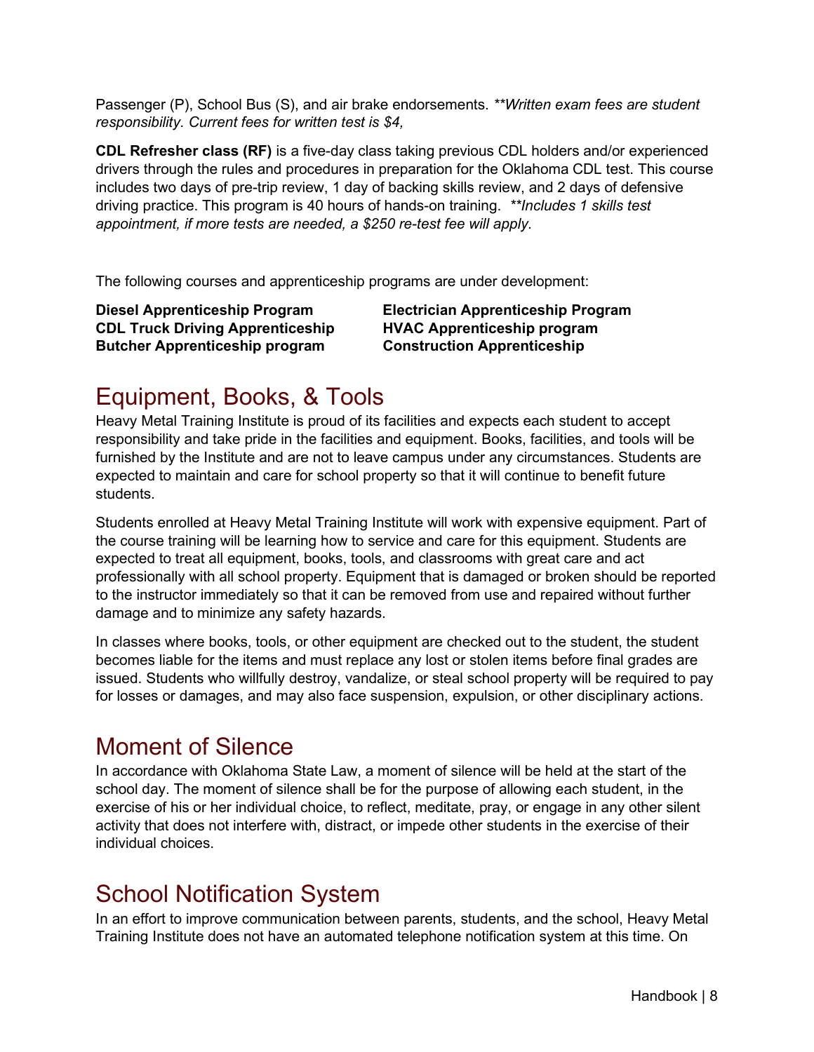Passenger (P), School Bus (S), and air brake endorsements. ***\*Written exam fees are student responsibility. Current fees for written test is $4,*

**CDL Refresher class (RF)** is a five-day class taking previous CDL holders and/or experienced drivers through the rules and procedures in preparation for the Oklahoma CDL test. This course includes two days of pre-trip review, 1 day of backing skills review, and 2 days of defensive driving practice. This program is 40 hours of hands-on training. ***\*Includes 1 skills test appointment, if more tests are needed, a $250 re-test fee will apply.*

The following courses and apprenticeship programs are under development:

**Diesel Apprenticeship Program**
**CDL Truck Driving Apprenticeship**
**Butcher Apprenticeship program**
**Electrician Apprenticeship Program**
**HVAC Apprenticeship program**
**Construction Apprenticeship**

## Equipment, Books, & Tools

Heavy Metal Training Institute is proud of its facilities and expects each student to accept responsibility and take pride in the facilities and equipment. Books, facilities, and tools will be furnished by the Institute and are not to leave campus under any circumstances. Students are expected to maintain and care for school property so that it will continue to benefit future students.

Students enrolled at Heavy Metal Training Institute will work with expensive equipment. Part of the course training will be learning how to service and care for this equipment. Students are expected to treat all equipment, books, tools, and classrooms with great care and act professionally with all school property. Equipment that is damaged or broken should be reported to the instructor immediately so that it can be removed from use and repaired without further damage and to minimize any safety hazards.

In classes where books, tools, or other equipment are checked out to the student, the student becomes liable for the items and must replace any lost or stolen items before final grades are issued. Students who willfully destroy, vandalize, or steal school property will be required to pay for losses or damages, and may also face suspension, expulsion, or other disciplinary actions.

## Moment of Silence

In accordance with Oklahoma State Law, a moment of silence will be held at the start of the school day. The moment of silence shall be for the purpose of allowing each student, in the exercise of his or her individual choice, to reflect, meditate, pray, or engage in any other silent activity that does not interfere with, distract, or impede other students in the exercise of their individual choices.

## School Notification System

In an effort to improve communication between parents, students, and the school, Heavy Metal Training Institute does not have an automated telephone notification system at this time. On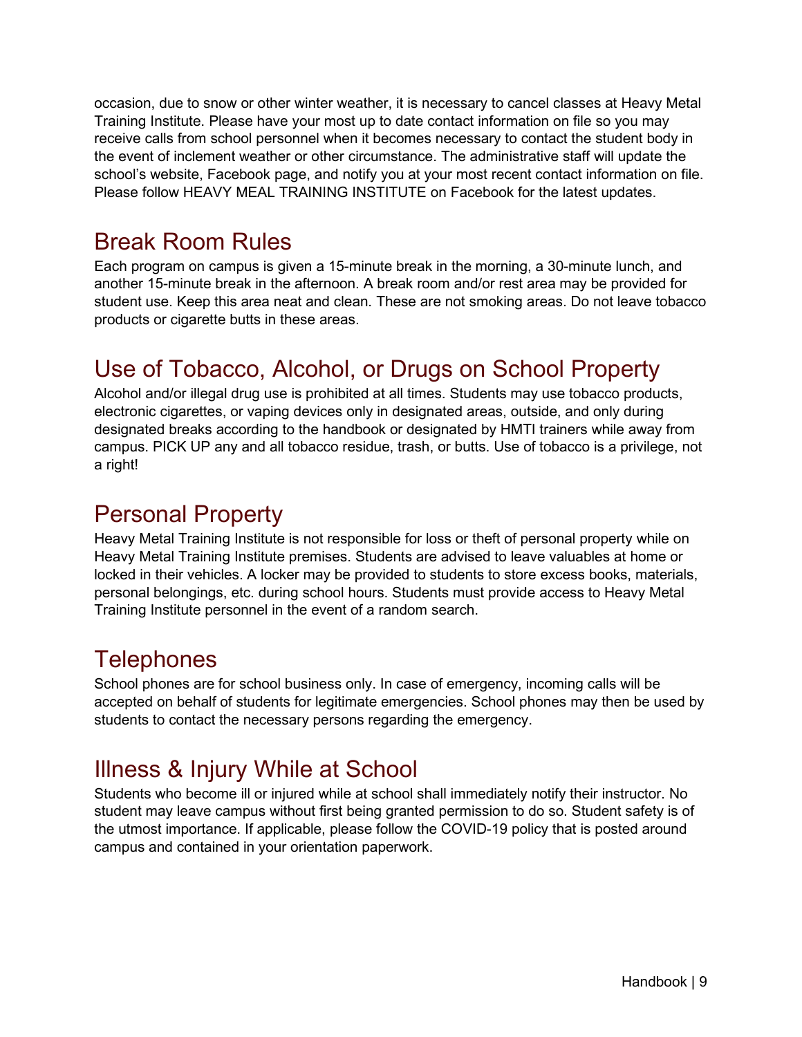occasion, due to snow or other winter weather, it is necessary to cancel classes at Heavy Metal Training Institute. Please have your most up to date contact information on file so you may receive calls from school personnel when it becomes necessary to contact the student body in the event of inclement weather or other circumstance. The administrative staff will update the school's website, Facebook page, and notify you at your most recent contact information on file. Please follow HEAVY MEAL TRAINING INSTITUTE on Facebook for the latest updates.

## Break Room Rules

Each program on campus is given a 15-minute break in the morning, a 30-minute lunch, and another 15-minute break in the afternoon. A break room and/or rest area may be provided for student use. Keep this area neat and clean. These are not smoking areas. Do not leave tobacco products or cigarette butts in these areas.

## Use of Tobacco, Alcohol, or Drugs on School Property

Alcohol and/or illegal drug use is prohibited at all times. Students may use tobacco products, electronic cigarettes, or vaping devices only in designated areas, outside, and only during designated breaks according to the handbook or designated by HMTI trainers while away from campus. PICK UP any and all tobacco residue, trash, or butts. Use of tobacco is a privilege, not a right!

## Personal Property

Heavy Metal Training Institute is not responsible for loss or theft of personal property while on Heavy Metal Training Institute premises. Students are advised to leave valuables at home or locked in their vehicles. A locker may be provided to students to store excess books, materials, personal belongings, etc. during school hours. Students must provide access to Heavy Metal Training Institute personnel in the event of a random search.

## Telephones

School phones are for school business only. In case of emergency, incoming calls will be accepted on behalf of students for legitimate emergencies. School phones may then be used by students to contact the necessary persons regarding the emergency.

## Illness & Injury While at School

Students who become ill or injured while at school shall immediately notify their instructor. No student may leave campus without first being granted permission to do so. Student safety is of the utmost importance. If applicable, please follow the COVID-19 policy that is posted around campus and contained in your orientation paperwork.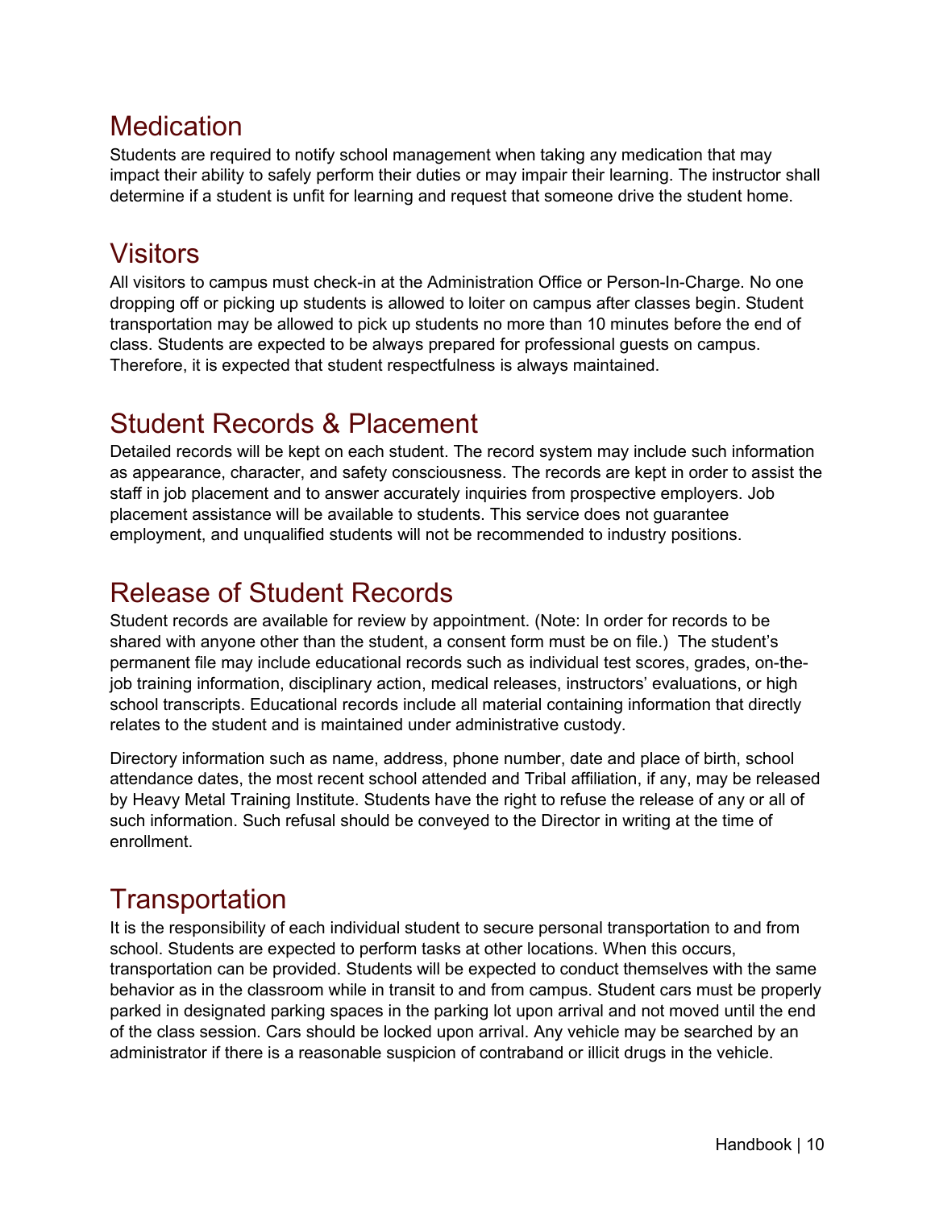## Medication

Students are required to notify school management when taking any medication that may impact their ability to safely perform their duties or may impair their learning. The instructor shall determine if a student is unfit for learning and request that someone drive the student home.

## Visitors

All visitors to campus must check-in at the Administration Office or Person-In-Charge. No one dropping off or picking up students is allowed to loiter on campus after classes begin. Student transportation may be allowed to pick up students no more than 10 minutes before the end of class. Students are expected to be always prepared for professional guests on campus. Therefore, it is expected that student respectfulness is always maintained.

## Student Records & Placement

Detailed records will be kept on each student. The record system may include such information as appearance, character, and safety consciousness. The records are kept in order to assist the staff in job placement and to answer accurately inquiries from prospective employers. Job placement assistance will be available to students. This service does not guarantee employment, and unqualified students will not be recommended to industry positions.

## Release of Student Records

Student records are available for review by appointment. (Note: In order for records to be shared with anyone other than the student, a consent form must be on file.) The student's permanent file may include educational records such as individual test scores, grades, on-the-job training information, disciplinary action, medical releases, instructors' evaluations, or high school transcripts. Educational records include all material containing information that directly relates to the student and is maintained under administrative custody.

Directory information such as name, address, phone number, date and place of birth, school attendance dates, the most recent school attended and Tribal affiliation, if any, may be released by Heavy Metal Training Institute. Students have the right to refuse the release of any or all of such information. Such refusal should be conveyed to the Director in writing at the time of enrollment.

## Transportation

It is the responsibility of each individual student to secure personal transportation to and from school. Students are expected to perform tasks at other locations. When this occurs, transportation can be provided. Students will be expected to conduct themselves with the same behavior as in the classroom while in transit to and from campus. Student cars must be properly parked in designated parking spaces in the parking lot upon arrival and not moved until the end of the class session. Cars should be locked upon arrival. Any vehicle may be searched by an administrator if there is a reasonable suspicion of contraband or illicit drugs in the vehicle.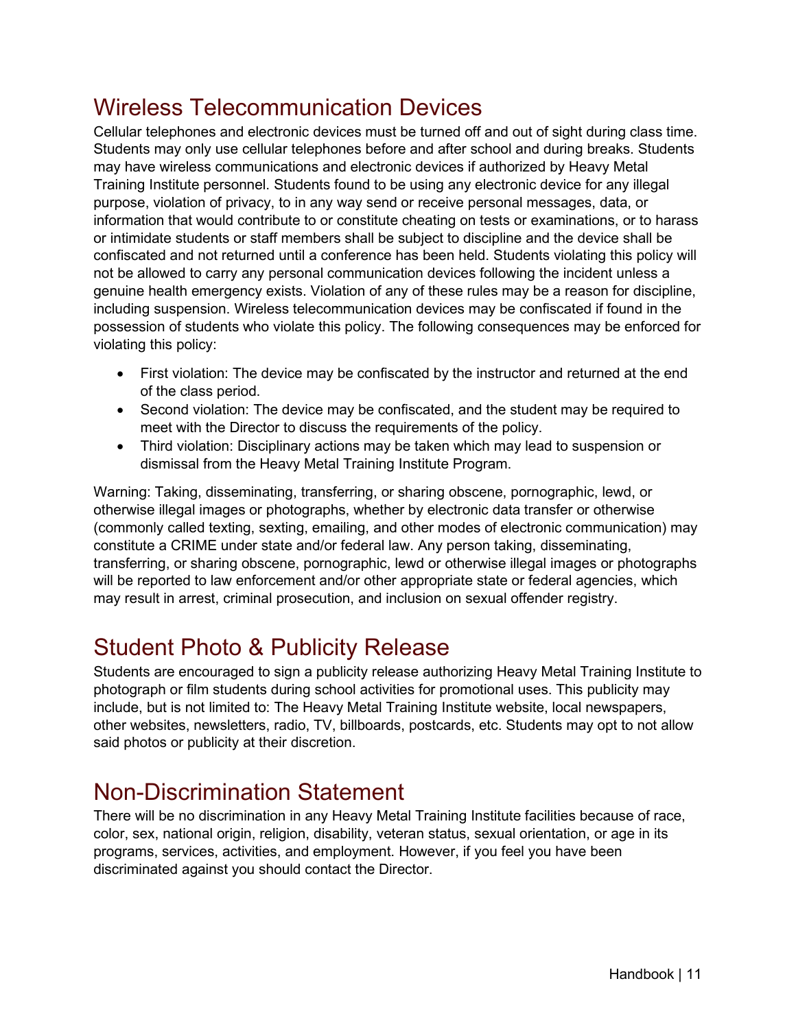## Wireless Telecommunication Devices

Cellular telephones and electronic devices must be turned off and out of sight during class time. Students may only use cellular telephones before and after school and during breaks. Students may have wireless communications and electronic devices if authorized by Heavy Metal Training Institute personnel. Students found to be using any electronic device for any illegal purpose, violation of privacy, to in any way send or receive personal messages, data, or information that would contribute to or constitute cheating on tests or examinations, or to harass or intimidate students or staff members shall be subject to discipline and the device shall be confiscated and not returned until a conference has been held. Students violating this policy will not be allowed to carry any personal communication devices following the incident unless a genuine health emergency exists. Violation of any of these rules may be a reason for discipline, including suspension. Wireless telecommunication devices may be confiscated if found in the possession of students who violate this policy. The following consequences may be enforced for violating this policy:

- First violation: The device may be confiscated by the instructor and returned at the end of the class period.
- Second violation: The device may be confiscated, and the student may be required to meet with the Director to discuss the requirements of the policy.
- Third violation: Disciplinary actions may be taken which may lead to suspension or dismissal from the Heavy Metal Training Institute Program.

Warning: Taking, disseminating, transferring, or sharing obscene, pornographic, lewd, or otherwise illegal images or photographs, whether by electronic data transfer or otherwise (commonly called texting, sexting, emailing, and other modes of electronic communication) may constitute a CRIME under state and/or federal law. Any person taking, disseminating, transferring, or sharing obscene, pornographic, lewd or otherwise illegal images or photographs will be reported to law enforcement and/or other appropriate state or federal agencies, which may result in arrest, criminal prosecution, and inclusion on sexual offender registry.

## Student Photo & Publicity Release

Students are encouraged to sign a publicity release authorizing Heavy Metal Training Institute to photograph or film students during school activities for promotional uses. This publicity may include, but is not limited to: The Heavy Metal Training Institute website, local newspapers, other websites, newsletters, radio, TV, billboards, postcards, etc. Students may opt to not allow said photos or publicity at their discretion.

## Non-Discrimination Statement

There will be no discrimination in any Heavy Metal Training Institute facilities because of race, color, sex, national origin, religion, disability, veteran status, sexual orientation, or age in its programs, services, activities, and employment. However, if you feel you have been discriminated against you should contact the Director.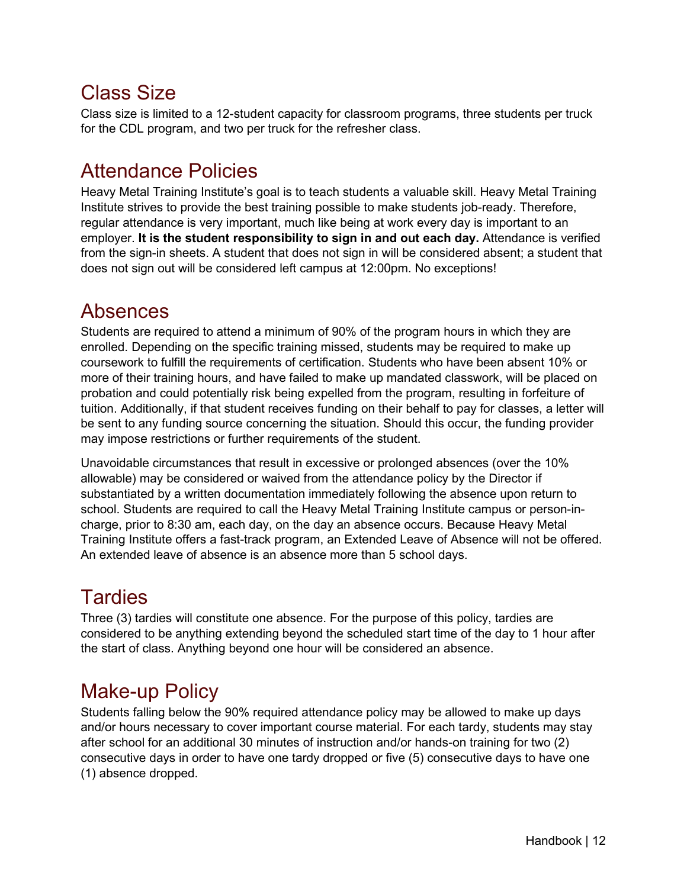## Class Size

Class size is limited to a 12-student capacity for classroom programs, three students per truck for the CDL program, and two per truck for the refresher class.

## Attendance Policies

Heavy Metal Training Institute's goal is to teach students a valuable skill. Heavy Metal Training Institute strives to provide the best training possible to make students job-ready. Therefore, regular attendance is very important, much like being at work every day is important to an employer. **It is the student responsibility to sign in and out each day.** Attendance is verified from the sign-in sheets. A student that does not sign in will be considered absent; a student that does not sign out will be considered left campus at 12:00pm. No exceptions!

## Absences

Students are required to attend a minimum of 90% of the program hours in which they are enrolled. Depending on the specific training missed, students may be required to make up coursework to fulfill the requirements of certification. Students who have been absent 10% or more of their training hours, and have failed to make up mandated classwork, will be placed on probation and could potentially risk being expelled from the program, resulting in forfeiture of tuition. Additionally, if that student receives funding on their behalf to pay for classes, a letter will be sent to any funding source concerning the situation. Should this occur, the funding provider may impose restrictions or further requirements of the student.

Unavoidable circumstances that result in excessive or prolonged absences (over the 10% allowable) may be considered or waived from the attendance policy by the Director if substantiated by a written documentation immediately following the absence upon return to school. Students are required to call the Heavy Metal Training Institute campus or person-in-charge, prior to 8:30 am, each day, on the day an absence occurs. Because Heavy Metal Training Institute offers a fast-track program, an Extended Leave of Absence will not be offered. An extended leave of absence is an absence more than 5 school days.

## Tardies

Three (3) tardies will constitute one absence. For the purpose of this policy, tardies are considered to be anything extending beyond the scheduled start time of the day to 1 hour after the start of class. Anything beyond one hour will be considered an absence.

## Make-up Policy

Students falling below the 90% required attendance policy may be allowed to make up days and/or hours necessary to cover important course material. For each tardy, students may stay after school for an additional 30 minutes of instruction and/or hands-on training for two (2) consecutive days in order to have one tardy dropped or five (5) consecutive days to have one (1) absence dropped.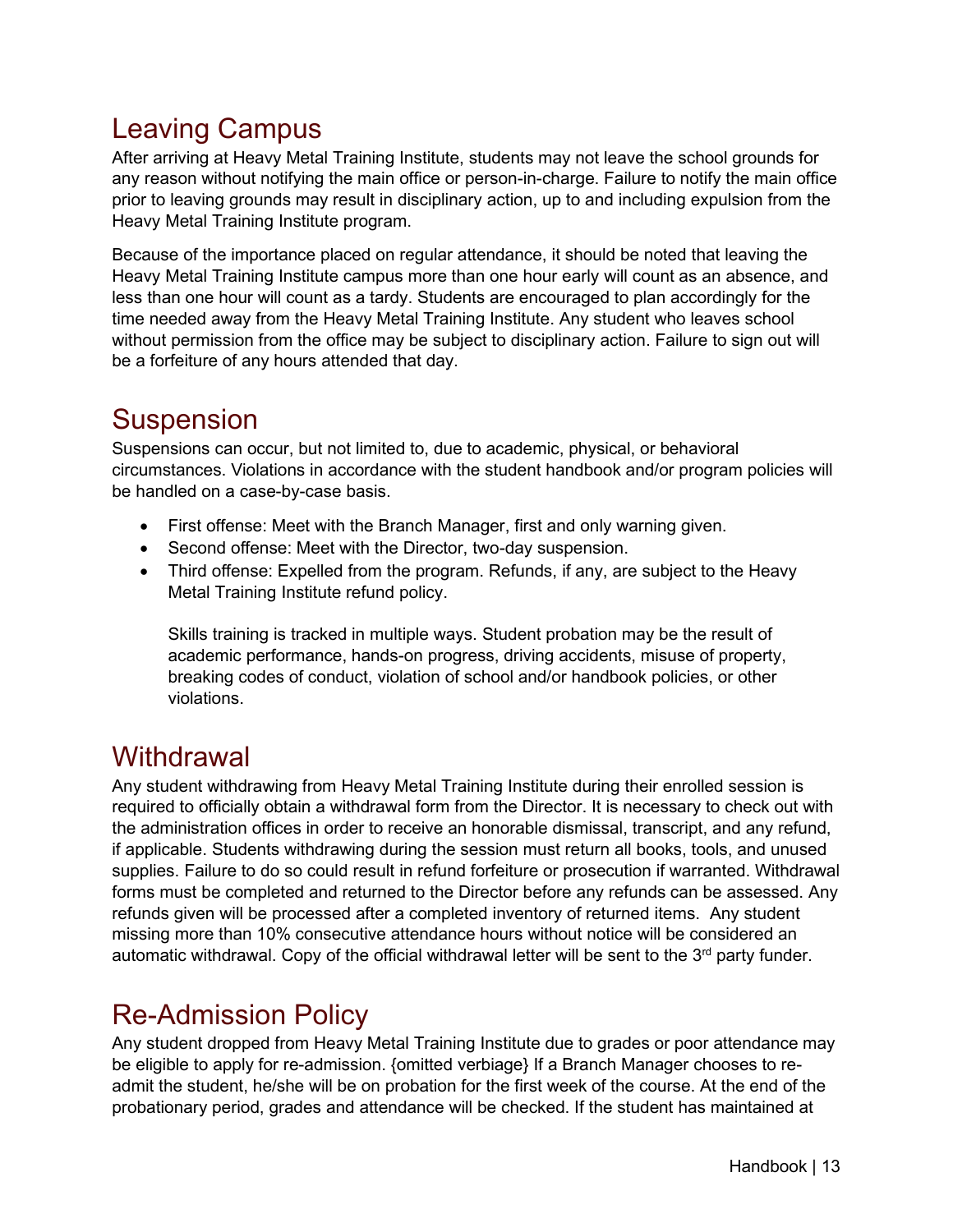## Leaving Campus

After arriving at Heavy Metal Training Institute, students may not leave the school grounds for any reason without notifying the main office or person-in-charge. Failure to notify the main office prior to leaving grounds may result in disciplinary action, up to and including expulsion from the Heavy Metal Training Institute program.

Because of the importance placed on regular attendance, it should be noted that leaving the Heavy Metal Training Institute campus more than one hour early will count as an absence, and less than one hour will count as a tardy. Students are encouraged to plan accordingly for the time needed away from the Heavy Metal Training Institute. Any student who leaves school without permission from the office may be subject to disciplinary action. Failure to sign out will be a forfeiture of any hours attended that day.

## Suspension

Suspensions can occur, but not limited to, due to academic, physical, or behavioral circumstances. Violations in accordance with the student handbook and/or program policies will be handled on a case-by-case basis.

- First offense: Meet with the Branch Manager, first and only warning given.
- Second offense: Meet with the Director, two-day suspension.
- Third offense: Expelled from the program. Refunds, if any, are subject to the Heavy Metal Training Institute refund policy.

  Skills training is tracked in multiple ways. Student probation may be the result of academic performance, hands-on progress, driving accidents, misuse of property, breaking codes of conduct, violation of school and/or handbook policies, or other violations.

## Withdrawal

Any student withdrawing from Heavy Metal Training Institute during their enrolled session is required to officially obtain a withdrawal form from the Director. It is necessary to check out with the administration offices in order to receive an honorable dismissal, transcript, and any refund, if applicable. Students withdrawing during the session must return all books, tools, and unused supplies. Failure to do so could result in refund forfeiture or prosecution if warranted. Withdrawal forms must be completed and returned to the Director before any refunds can be assessed. Any refunds given will be processed after a completed inventory of returned items. Any student missing more than 10% consecutive attendance hours without notice will be considered an automatic withdrawal. Copy of the official withdrawal letter will be sent to the 3rd party funder.

## Re-Admission Policy

Any student dropped from Heavy Metal Training Institute due to grades or poor attendance may be eligible to apply for re-admission. {omitted verbiage} If a Branch Manager chooses to re-admit the student, he/she will be on probation for the first week of the course. At the end of the probationary period, grades and attendance will be checked. If the student has maintained at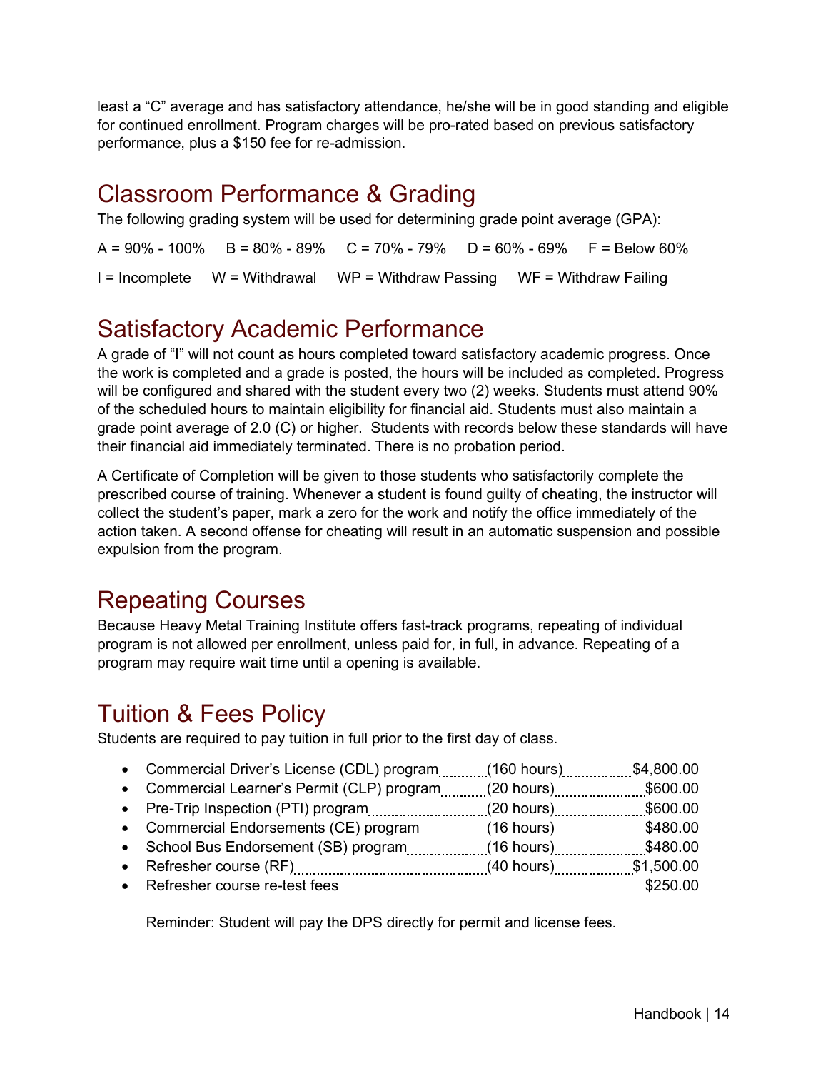least a “C” average and has satisfactory attendance, he/she will be in good standing and eligible for continued enrollment. Program charges will be pro-rated based on previous satisfactory performance, plus a $150 fee for re-admission.

## Classroom Performance & Grading

The following grading system will be used for determining grade point average (GPA):

A = 90% - 100%  B = 80% - 89%  C = 70% - 79%  D = 60% - 69%  F = Below 60%

I = Incomplete  W = Withdrawal  WP = Withdraw Passing  WF = Withdraw Failing

## Satisfactory Academic Performance

A grade of “I” will not count as hours completed toward satisfactory academic progress. Once the work is completed and a grade is posted, the hours will be included as completed. Progress will be configured and shared with the student every two (2) weeks. Students must attend 90% of the scheduled hours to maintain eligibility for financial aid. Students must also maintain a grade point average of 2.0 (C) or higher. Students with records below these standards will have their financial aid immediately terminated. There is no probation period.

A Certificate of Completion will be given to those students who satisfactorily complete the prescribed course of training. Whenever a student is found guilty of cheating, the instructor will collect the student’s paper, mark a zero for the work and notify the office immediately of the action taken. A second offense for cheating will result in an automatic suspension and possible expulsion from the program.

## Repeating Courses

Because Heavy Metal Training Institute offers fast-track programs, repeating of individual program is not allowed per enrollment, unless paid for, in full, in advance. Repeating of a program may require wait time until a opening is available.

## Tuition & Fees Policy

Students are required to pay tuition in full prior to the first day of class.

- Commercial Driver’s License (CDL) program (160 hours) $4,800.00
- Commercial Learner’s Permit (CLP) program (20 hours) $600.00
- Pre-Trip Inspection (PTI) program (20 hours) $600.00
- Commercial Endorsements (CE) program (16 hours) $480.00
- School Bus Endorsement (SB) program (16 hours) $480.00
- Refresher course (RF) (40 hours) $1,500.00
- Refresher course re-test fees $250.00

Reminder: Student will pay the DPS directly for permit and license fees.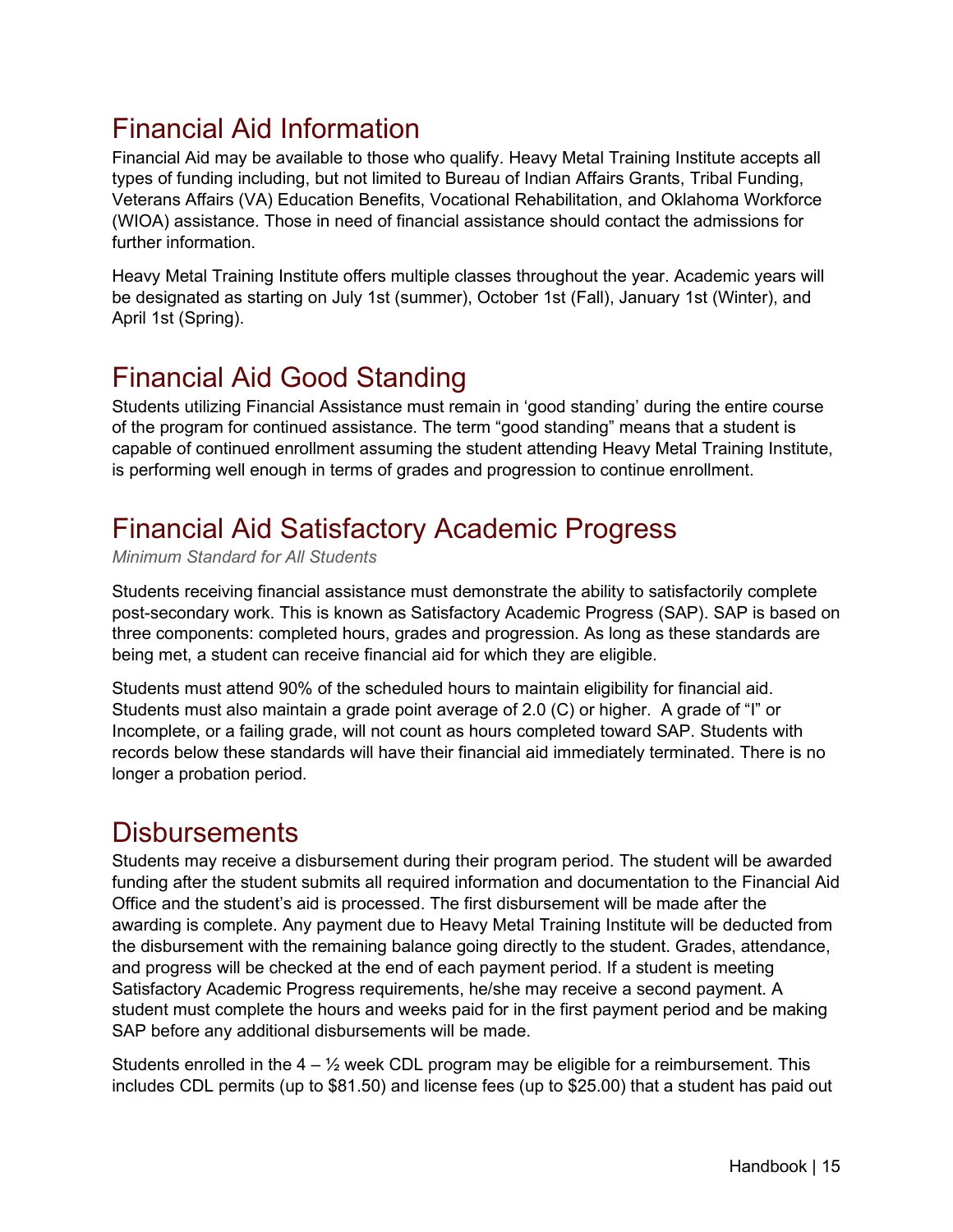# Financial Aid Information

Financial Aid may be available to those who qualify. Heavy Metal Training Institute accepts all types of funding including, but not limited to Bureau of Indian Affairs Grants, Tribal Funding, Veterans Affairs (VA) Education Benefits, Vocational Rehabilitation, and Oklahoma Workforce (WIOA) assistance. Those in need of financial assistance should contact the admissions for further information.

Heavy Metal Training Institute offers multiple classes throughout the year. Academic years will be designated as starting on July 1st (summer), October 1st (Fall), January 1st (Winter), and April 1st (Spring).

# Financial Aid Good Standing

Students utilizing Financial Assistance must remain in 'good standing' during the entire course of the program for continued assistance. The term "good standing" means that a student is capable of continued enrollment assuming the student attending Heavy Metal Training Institute, is performing well enough in terms of grades and progression to continue enrollment.

# Financial Aid Satisfactory Academic Progress

*Minimum Standard for All Students*

Students receiving financial assistance must demonstrate the ability to satisfactorily complete post-secondary work. This is known as Satisfactory Academic Progress (SAP). SAP is based on three components: completed hours, grades and progression. As long as these standards are being met, a student can receive financial aid for which they are eligible.

Students must attend 90% of the scheduled hours to maintain eligibility for financial aid. Students must also maintain a grade point average of 2.0 (C) or higher. A grade of "I" or Incomplete, or a failing grade, will not count as hours completed toward SAP. Students with records below these standards will have their financial aid immediately terminated. There is no longer a probation period.

# Disbursements

Students may receive a disbursement during their program period. The student will be awarded funding after the student submits all required information and documentation to the Financial Aid Office and the student's aid is processed. The first disbursement will be made after the awarding is complete. Any payment due to Heavy Metal Training Institute will be deducted from the disbursement with the remaining balance going directly to the student. Grades, attendance, and progress will be checked at the end of each payment period. If a student is meeting Satisfactory Academic Progress requirements, he/she may receive a second payment. A student must complete the hours and weeks paid for in the first payment period and be making SAP before any additional disbursements will be made.

Students enrolled in the 4 – ½ week CDL program may be eligible for a reimbursement. This includes CDL permits (up to $81.50) and license fees (up to $25.00) that a student has paid out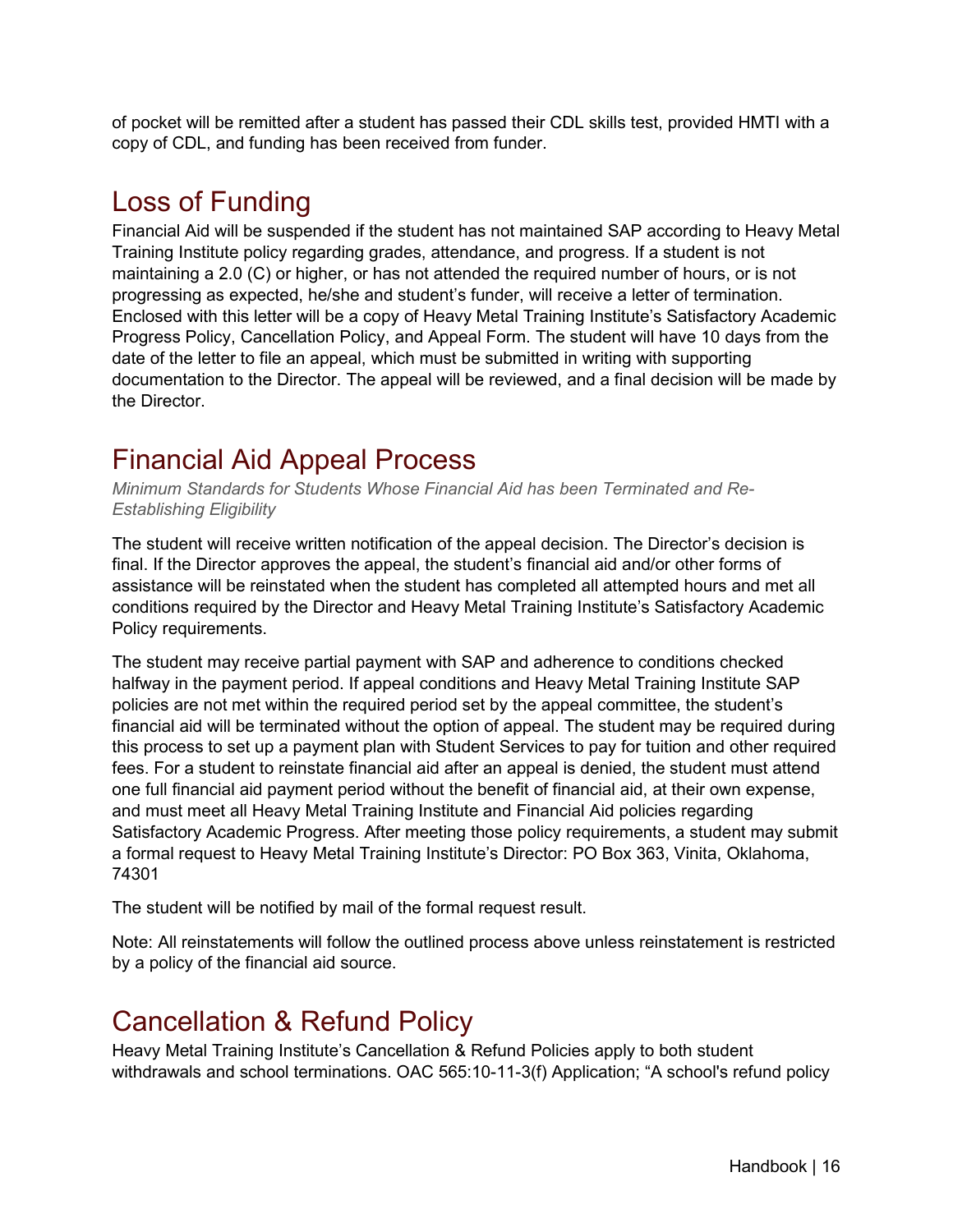of pocket will be remitted after a student has passed their CDL skills test, provided HMTI with a copy of CDL, and funding has been received from funder.

## Loss of Funding

Financial Aid will be suspended if the student has not maintained SAP according to Heavy Metal Training Institute policy regarding grades, attendance, and progress. If a student is not maintaining a 2.0 (C) or higher, or has not attended the required number of hours, or is not progressing as expected, he/she and student's funder, will receive a letter of termination. Enclosed with this letter will be a copy of Heavy Metal Training Institute's Satisfactory Academic Progress Policy, Cancellation Policy, and Appeal Form. The student will have 10 days from the date of the letter to file an appeal, which must be submitted in writing with supporting documentation to the Director. The appeal will be reviewed, and a final decision will be made by the Director.

## Financial Aid Appeal Process

*Minimum Standards for Students Whose Financial Aid has been Terminated and Re-Establishing Eligibility*

The student will receive written notification of the appeal decision. The Director's decision is final. If the Director approves the appeal, the student's financial aid and/or other forms of assistance will be reinstated when the student has completed all attempted hours and met all conditions required by the Director and Heavy Metal Training Institute's Satisfactory Academic Policy requirements.

The student may receive partial payment with SAP and adherence to conditions checked halfway in the payment period. If appeal conditions and Heavy Metal Training Institute SAP policies are not met within the required period set by the appeal committee, the student's financial aid will be terminated without the option of appeal. The student may be required during this process to set up a payment plan with Student Services to pay for tuition and other required fees. For a student to reinstate financial aid after an appeal is denied, the student must attend one full financial aid payment period without the benefit of financial aid, at their own expense, and must meet all Heavy Metal Training Institute and Financial Aid policies regarding Satisfactory Academic Progress. After meeting those policy requirements, a student may submit a formal request to Heavy Metal Training Institute's Director: PO Box 363, Vinita, Oklahoma, 74301

The student will be notified by mail of the formal request result.

Note: All reinstatements will follow the outlined process above unless reinstatement is restricted by a policy of the financial aid source.

## Cancellation & Refund Policy

Heavy Metal Training Institute's Cancellation & Refund Policies apply to both student withdrawals and school terminations. OAC 565:10-11-3(f) Application; "A school's refund policy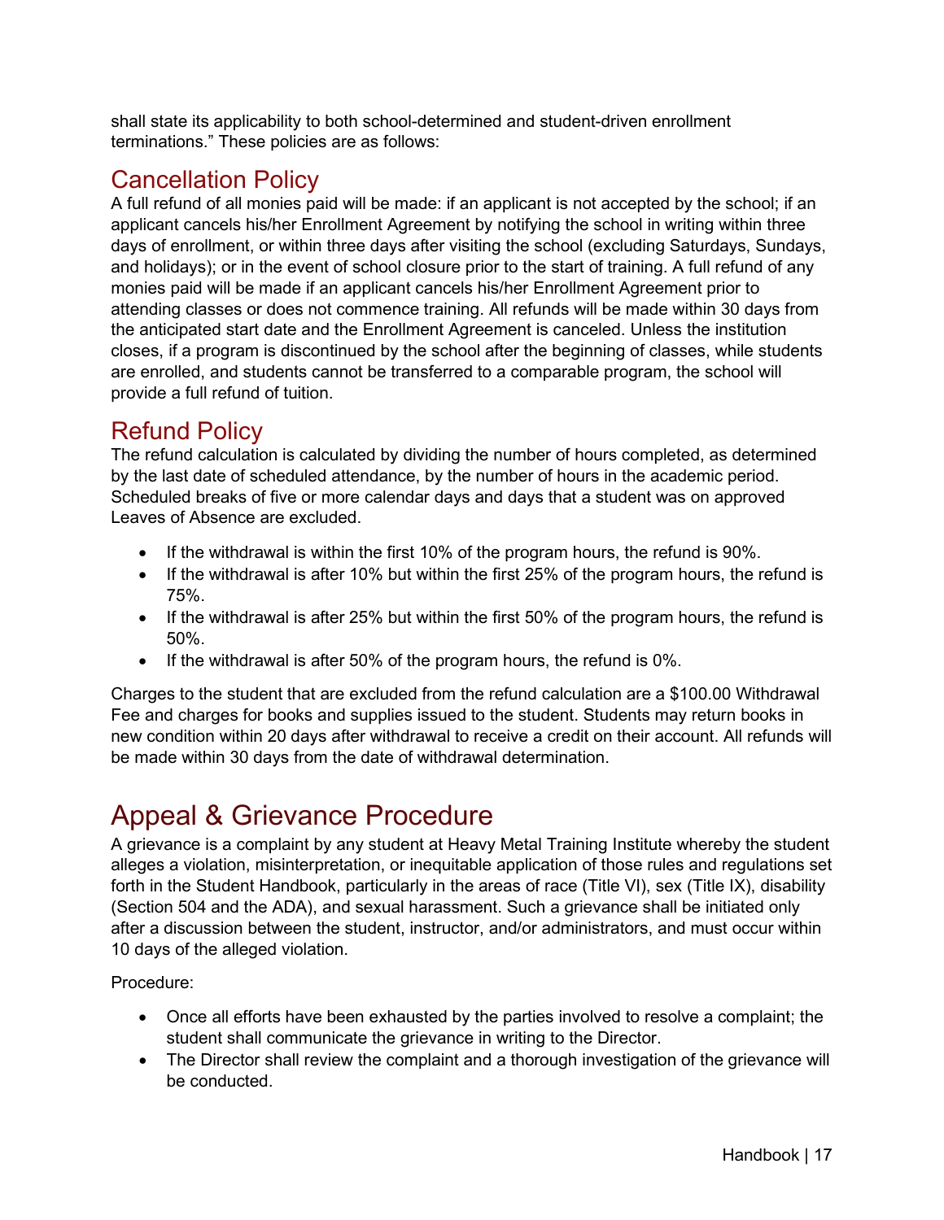shall state its applicability to both school-determined and student-driven enrollment terminations." These policies are as follows:

## Cancellation Policy

A full refund of all monies paid will be made: if an applicant is not accepted by the school; if an applicant cancels his/her Enrollment Agreement by notifying the school in writing within three days of enrollment, or within three days after visiting the school (excluding Saturdays, Sundays, and holidays); or in the event of school closure prior to the start of training. A full refund of any monies paid will be made if an applicant cancels his/her Enrollment Agreement prior to attending classes or does not commence training. All refunds will be made within 30 days from the anticipated start date and the Enrollment Agreement is canceled. Unless the institution closes, if a program is discontinued by the school after the beginning of classes, while students are enrolled, and students cannot be transferred to a comparable program, the school will provide a full refund of tuition.

## Refund Policy

The refund calculation is calculated by dividing the number of hours completed, as determined by the last date of scheduled attendance, by the number of hours in the academic period. Scheduled breaks of five or more calendar days and days that a student was on approved Leaves of Absence are excluded.

- If the withdrawal is within the first 10% of the program hours, the refund is 90%.
- If the withdrawal is after 10% but within the first 25% of the program hours, the refund is 75%.
- If the withdrawal is after 25% but within the first 50% of the program hours, the refund is 50%.
- If the withdrawal is after 50% of the program hours, the refund is 0%.

Charges to the student that are excluded from the refund calculation are a $100.00 Withdrawal Fee and charges for books and supplies issued to the student. Students may return books in new condition within 20 days after withdrawal to receive a credit on their account. All refunds will be made within 30 days from the date of withdrawal determination.

# Appeal & Grievance Procedure

A grievance is a complaint by any student at Heavy Metal Training Institute whereby the student alleges a violation, misinterpretation, or inequitable application of those rules and regulations set forth in the Student Handbook, particularly in the areas of race (Title VI), sex (Title IX), disability (Section 504 and the ADA), and sexual harassment. Such a grievance shall be initiated only after a discussion between the student, instructor, and/or administrators, and must occur within 10 days of the alleged violation.

Procedure:

- Once all efforts have been exhausted by the parties involved to resolve a complaint; the student shall communicate the grievance in writing to the Director.
- The Director shall review the complaint and a thorough investigation of the grievance will be conducted.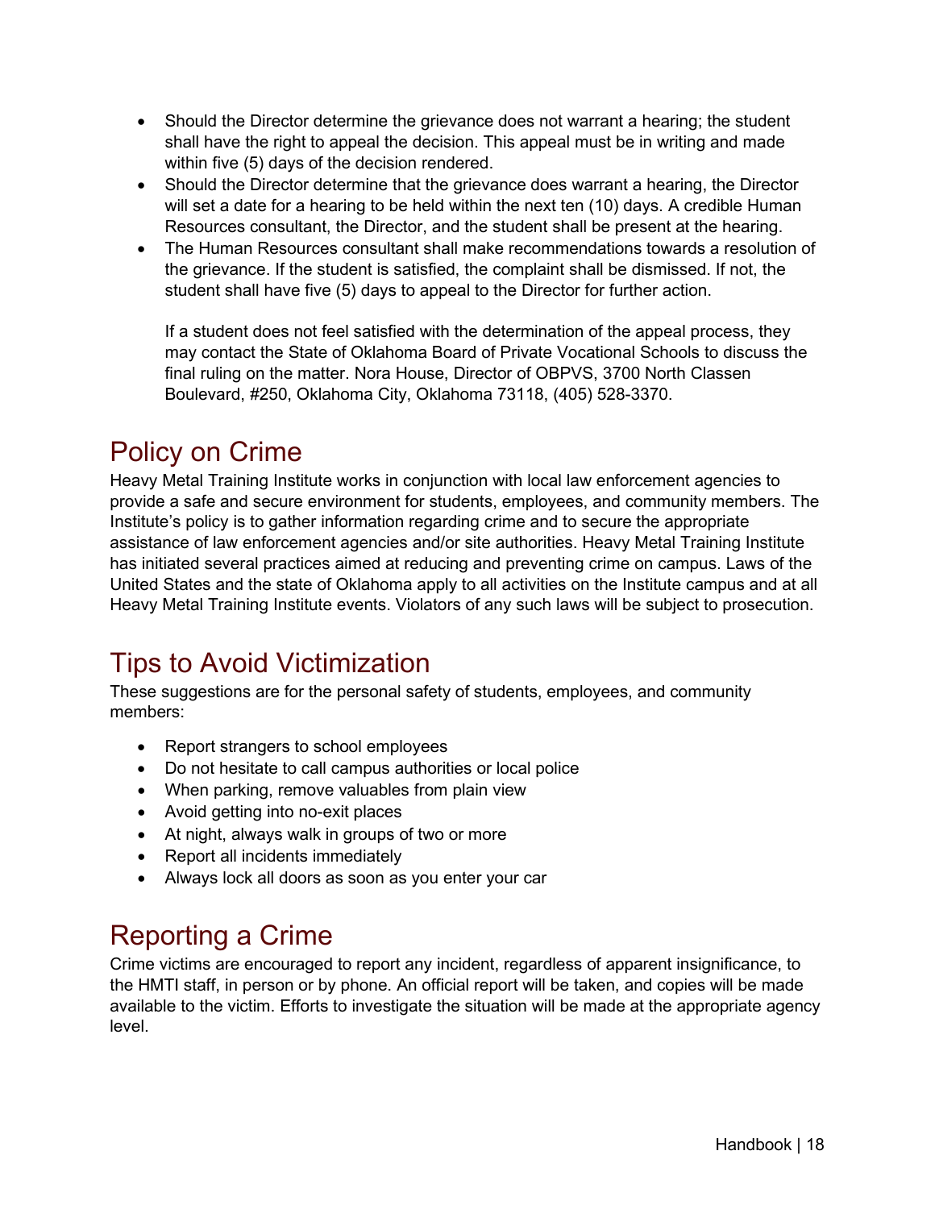- Should the Director determine the grievance does not warrant a hearing; the student shall have the right to appeal the decision. This appeal must be in writing and made within five (5) days of the decision rendered.
- Should the Director determine that the grievance does warrant a hearing, the Director will set a date for a hearing to be held within the next ten (10) days. A credible Human Resources consultant, the Director, and the student shall be present at the hearing.
- The Human Resources consultant shall make recommendations towards a resolution of the grievance. If the student is satisfied, the complaint shall be dismissed. If not, the student shall have five (5) days to appeal to the Director for further action.

  If a student does not feel satisfied with the determination of the appeal process, they may contact the State of Oklahoma Board of Private Vocational Schools to discuss the final ruling on the matter. Nora House, Director of OBPVS, 3700 North Classen Boulevard, #250, Oklahoma City, Oklahoma 73118, (405) 528-3370.

# Policy on Crime

Heavy Metal Training Institute works in conjunction with local law enforcement agencies to provide a safe and secure environment for students, employees, and community members. The Institute's policy is to gather information regarding crime and to secure the appropriate assistance of law enforcement agencies and/or site authorities. Heavy Metal Training Institute has initiated several practices aimed at reducing and preventing crime on campus. Laws of the United States and the state of Oklahoma apply to all activities on the Institute campus and at all Heavy Metal Training Institute events. Violators of any such laws will be subject to prosecution.

# Tips to Avoid Victimization

These suggestions are for the personal safety of students, employees, and community members:

- Report strangers to school employees
- Do not hesitate to call campus authorities or local police
- When parking, remove valuables from plain view
- Avoid getting into no-exit places
- At night, always walk in groups of two or more
- Report all incidents immediately
- Always lock all doors as soon as you enter your car

# Reporting a Crime

Crime victims are encouraged to report any incident, regardless of apparent insignificance, to the HMTI staff, in person or by phone. An official report will be taken, and copies will be made available to the victim. Efforts to investigate the situation will be made at the appropriate agency level.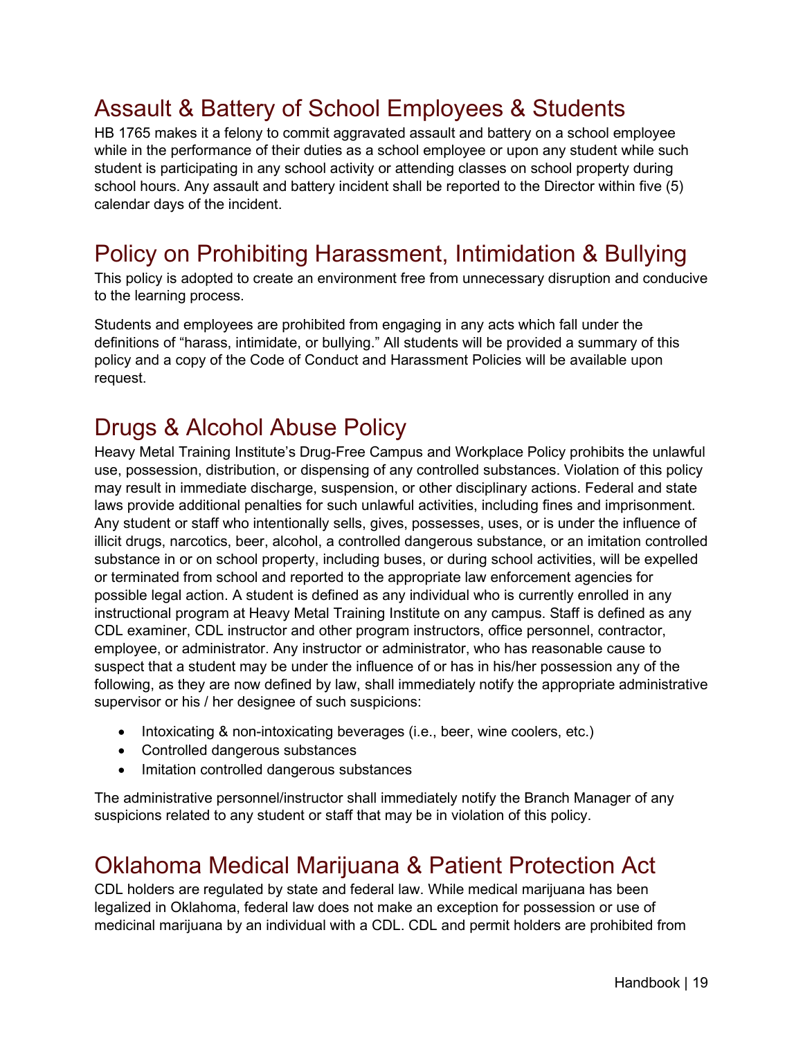## Assault & Battery of School Employees & Students

HB 1765 makes it a felony to commit aggravated assault and battery on a school employee while in the performance of their duties as a school employee or upon any student while such student is participating in any school activity or attending classes on school property during school hours. Any assault and battery incident shall be reported to the Director within five (5) calendar days of the incident.

## Policy on Prohibiting Harassment, Intimidation & Bullying

This policy is adopted to create an environment free from unnecessary disruption and conducive to the learning process.

Students and employees are prohibited from engaging in any acts which fall under the definitions of "harass, intimidate, or bullying." All students will be provided a summary of this policy and a copy of the Code of Conduct and Harassment Policies will be available upon request.

## Drugs & Alcohol Abuse Policy

Heavy Metal Training Institute's Drug-Free Campus and Workplace Policy prohibits the unlawful use, possession, distribution, or dispensing of any controlled substances. Violation of this policy may result in immediate discharge, suspension, or other disciplinary actions. Federal and state laws provide additional penalties for such unlawful activities, including fines and imprisonment. Any student or staff who intentionally sells, gives, possesses, uses, or is under the influence of illicit drugs, narcotics, beer, alcohol, a controlled dangerous substance, or an imitation controlled substance in or on school property, including buses, or during school activities, will be expelled or terminated from school and reported to the appropriate law enforcement agencies for possible legal action. A student is defined as any individual who is currently enrolled in any instructional program at Heavy Metal Training Institute on any campus. Staff is defined as any CDL examiner, CDL instructor and other program instructors, office personnel, contractor, employee, or administrator. Any instructor or administrator, who has reasonable cause to suspect that a student may be under the influence of or has in his/her possession any of the following, as they are now defined by law, shall immediately notify the appropriate administrative supervisor or his / her designee of such suspicions:

- Intoxicating & non-intoxicating beverages (i.e., beer, wine coolers, etc.)
- Controlled dangerous substances
- Imitation controlled dangerous substances

The administrative personnel/instructor shall immediately notify the Branch Manager of any suspicions related to any student or staff that may be in violation of this policy.

## Oklahoma Medical Marijuana & Patient Protection Act

CDL holders are regulated by state and federal law. While medical marijuana has been legalized in Oklahoma, federal law does not make an exception for possession or use of medicinal marijuana by an individual with a CDL. CDL and permit holders are prohibited from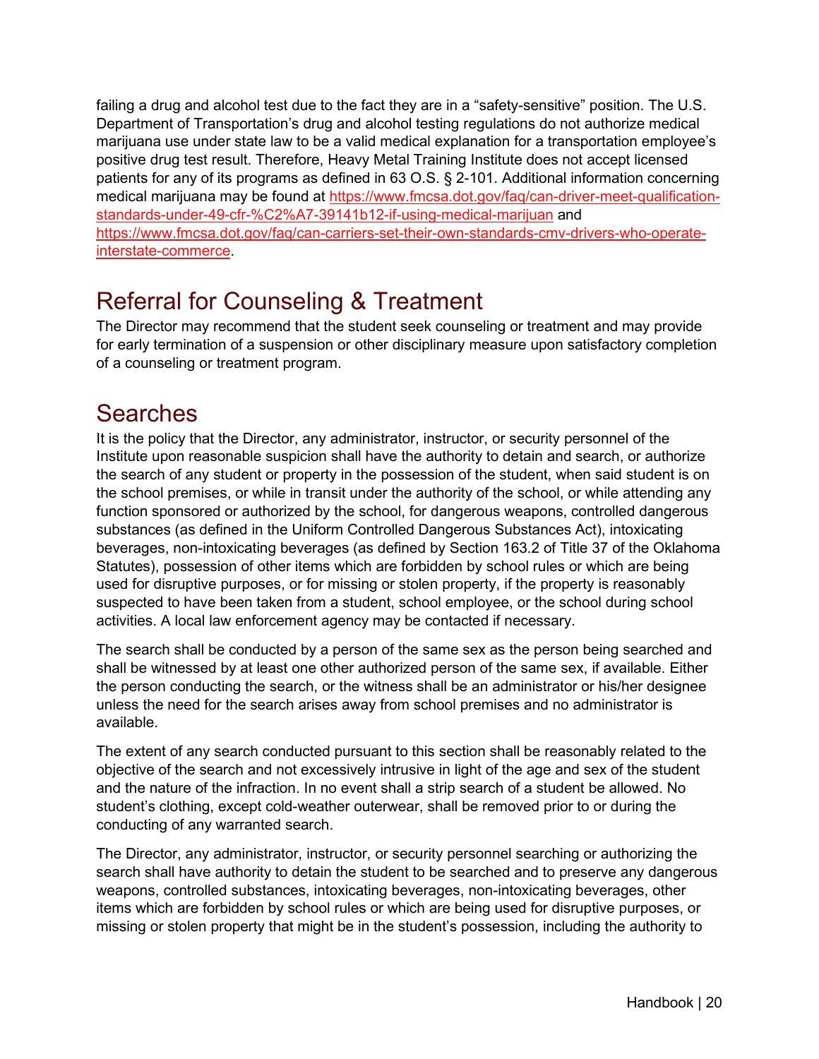failing a drug and alcohol test due to the fact they are in a "safety-sensitive" position. The U.S. Department of Transportation's drug and alcohol testing regulations do not authorize medical marijuana use under state law to be a valid medical explanation for a transportation employee's positive drug test result. Therefore, Heavy Metal Training Institute does not accept licensed patients for any of its programs as defined in 63 O.S. § 2-101. Additional information concerning medical marijuana may be found at [https://www.fmcsa.dot.gov/faq/can-driver-meet-qualification-standards-under-49-cfr-%C2%A7-39141b12-if-using-medical-marijuan](https://www.fmcsa.dot.gov/faq/can-driver-meet-qualification-standards-under-49-cfr-%C2%A7-39141b12-if-using-medical-marijuan) and [https://www.fmcsa.dot.gov/faq/can-carriers-set-their-own-standards-cmv-drivers-who-operate-interstate-commerce](https://www.fmcsa.dot.gov/faq/can-carriers-set-their-own-standards-cmv-drivers-who-operate-interstate-commerce).

## Referral for Counseling & Treatment

The Director may recommend that the student seek counseling or treatment and may provide for early termination of a suspension or other disciplinary measure upon satisfactory completion of a counseling or treatment program.

## Searches

It is the policy that the Director, any administrator, instructor, or security personnel of the Institute upon reasonable suspicion shall have the authority to detain and search, or authorize the search of any student or property in the possession of the student, when said student is on the school premises, or while in transit under the authority of the school, or while attending any function sponsored or authorized by the school, for dangerous weapons, controlled dangerous substances (as defined in the Uniform Controlled Dangerous Substances Act), intoxicating beverages, non-intoxicating beverages (as defined by Section 163.2 of Title 37 of the Oklahoma Statutes), possession of other items which are forbidden by school rules or which are being used for disruptive purposes, or for missing or stolen property, if the property is reasonably suspected to have been taken from a student, school employee, or the school during school activities. A local law enforcement agency may be contacted if necessary.

The search shall be conducted by a person of the same sex as the person being searched and shall be witnessed by at least one other authorized person of the same sex, if available. Either the person conducting the search, or the witness shall be an administrator or his/her designee unless the need for the search arises away from school premises and no administrator is available.

The extent of any search conducted pursuant to this section shall be reasonably related to the objective of the search and not excessively intrusive in light of the age and sex of the student and the nature of the infraction. In no event shall a strip search of a student be allowed. No student's clothing, except cold-weather outerwear, shall be removed prior to or during the conducting of any warranted search.

The Director, any administrator, instructor, or security personnel searching or authorizing the search shall have authority to detain the student to be searched and to preserve any dangerous weapons, controlled substances, intoxicating beverages, non-intoxicating beverages, other items which are forbidden by school rules or which are being used for disruptive purposes, or missing or stolen property that might be in the student's possession, including the authority to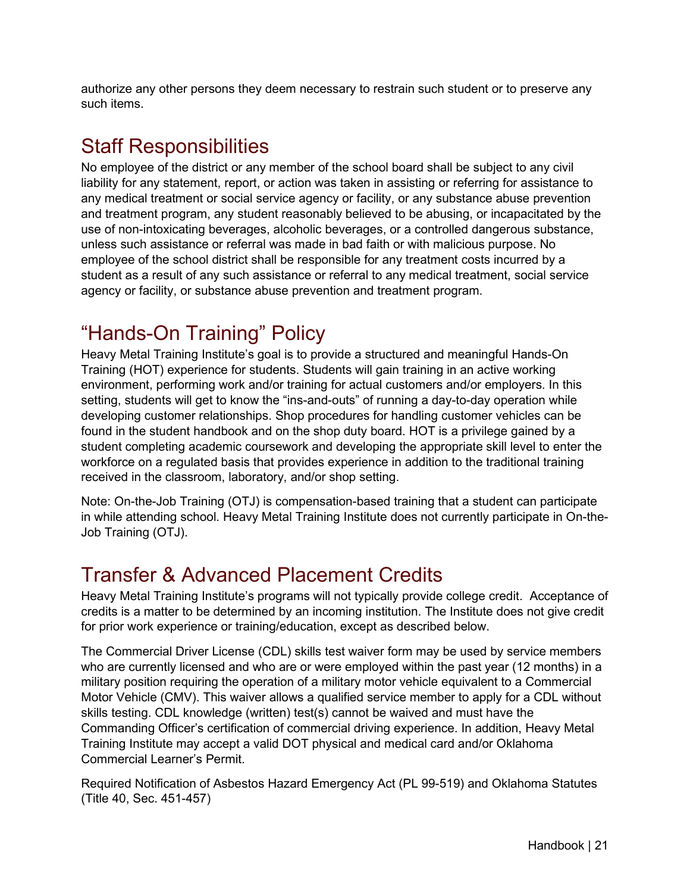authorize any other persons they deem necessary to restrain such student or to preserve any such items.

## Staff Responsibilities

No employee of the district or any member of the school board shall be subject to any civil liability for any statement, report, or action was taken in assisting or referring for assistance to any medical treatment or social service agency or facility, or any substance abuse prevention and treatment program, any student reasonably believed to be abusing, or incapacitated by the use of non-intoxicating beverages, alcoholic beverages, or a controlled dangerous substance, unless such assistance or referral was made in bad faith or with malicious purpose. No employee of the school district shall be responsible for any treatment costs incurred by a student as a result of any such assistance or referral to any medical treatment, social service agency or facility, or substance abuse prevention and treatment program.

## "Hands-On Training" Policy

Heavy Metal Training Institute's goal is to provide a structured and meaningful Hands-On Training (HOT) experience for students. Students will gain training in an active working environment, performing work and/or training for actual customers and/or employers. In this setting, students will get to know the "ins-and-outs" of running a day-to-day operation while developing customer relationships. Shop procedures for handling customer vehicles can be found in the student handbook and on the shop duty board. HOT is a privilege gained by a student completing academic coursework and developing the appropriate skill level to enter the workforce on a regulated basis that provides experience in addition to the traditional training received in the classroom, laboratory, and/or shop setting.

Note: On-the-Job Training (OTJ) is compensation-based training that a student can participate in while attending school. Heavy Metal Training Institute does not currently participate in On-the-Job Training (OTJ).

## Transfer & Advanced Placement Credits

Heavy Metal Training Institute's programs will not typically provide college credit. Acceptance of credits is a matter to be determined by an incoming institution. The Institute does not give credit for prior work experience or training/education, except as described below.

The Commercial Driver License (CDL) skills test waiver form may be used by service members who are currently licensed and who are or were employed within the past year (12 months) in a military position requiring the operation of a military motor vehicle equivalent to a Commercial Motor Vehicle (CMV). This waiver allows a qualified service member to apply for a CDL without skills testing. CDL knowledge (written) test(s) cannot be waived and must have the Commanding Officer's certification of commercial driving experience. In addition, Heavy Metal Training Institute may accept a valid DOT physical and medical card and/or Oklahoma Commercial Learner's Permit.

Required Notification of Asbestos Hazard Emergency Act (PL 99-519) and Oklahoma Statutes (Title 40, Sec. 451-457)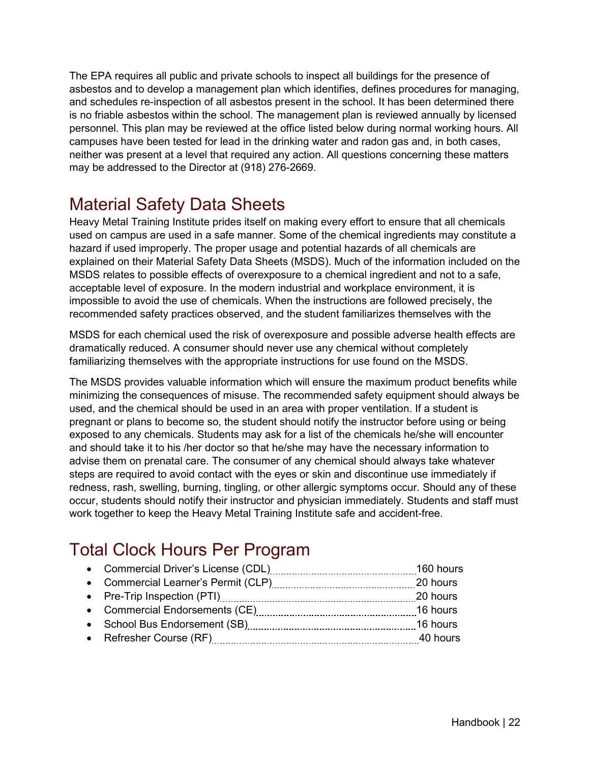The EPA requires all public and private schools to inspect all buildings for the presence of asbestos and to develop a management plan which identifies, defines procedures for managing, and schedules re-inspection of all asbestos present in the school. It has been determined there is no friable asbestos within the school. The management plan is reviewed annually by licensed personnel. This plan may be reviewed at the office listed below during normal working hours. All campuses have been tested for lead in the drinking water and radon gas and, in both cases, neither was present at a level that required any action. All questions concerning these matters may be addressed to the Director at (918) 276-2669.

## Material Safety Data Sheets

Heavy Metal Training Institute prides itself on making every effort to ensure that all chemicals used on campus are used in a safe manner. Some of the chemical ingredients may constitute a hazard if used improperly. The proper usage and potential hazards of all chemicals are explained on their Material Safety Data Sheets (MSDS). Much of the information included on the MSDS relates to possible effects of overexposure to a chemical ingredient and not to a safe, acceptable level of exposure. In the modern industrial and workplace environment, it is impossible to avoid the use of chemicals. When the instructions are followed precisely, the recommended safety practices observed, and the student familiarizes themselves with the MSDS for each chemical used the risk of overexposure and possible adverse health effects are dramatically reduced. A consumer should never use any chemical without completely familiarizing themselves with the appropriate instructions for use found on the MSDS.

The MSDS provides valuable information which will ensure the maximum product benefits while minimizing the consequences of misuse. The recommended safety equipment should always be used, and the chemical should be used in an area with proper ventilation. If a student is pregnant or plans to become so, the student should notify the instructor before using or being exposed to any chemicals. Students may ask for a list of the chemicals he/she will encounter and should take it to his /her doctor so that he/she may have the necessary information to advise them on prenatal care. The consumer of any chemical should always take whatever steps are required to avoid contact with the eyes or skin and discontinue use immediately if redness, rash, swelling, burning, tingling, or other allergic symptoms occur. Should any of these occur, students should notify their instructor and physician immediately. Students and staff must work together to keep the Heavy Metal Training Institute safe and accident-free.

## Total Clock Hours Per Program

- Commercial Driver's License (CDL)....................160 hours
- Commercial Learner's Permit (CLP)....................20 hours
- Pre-Trip Inspection (PTI)....................20 hours
- Commercial Endorsements (CE)....................16 hours
- School Bus Endorsement (SB)....................16 hours
- Refresher Course (RF)....................40 hours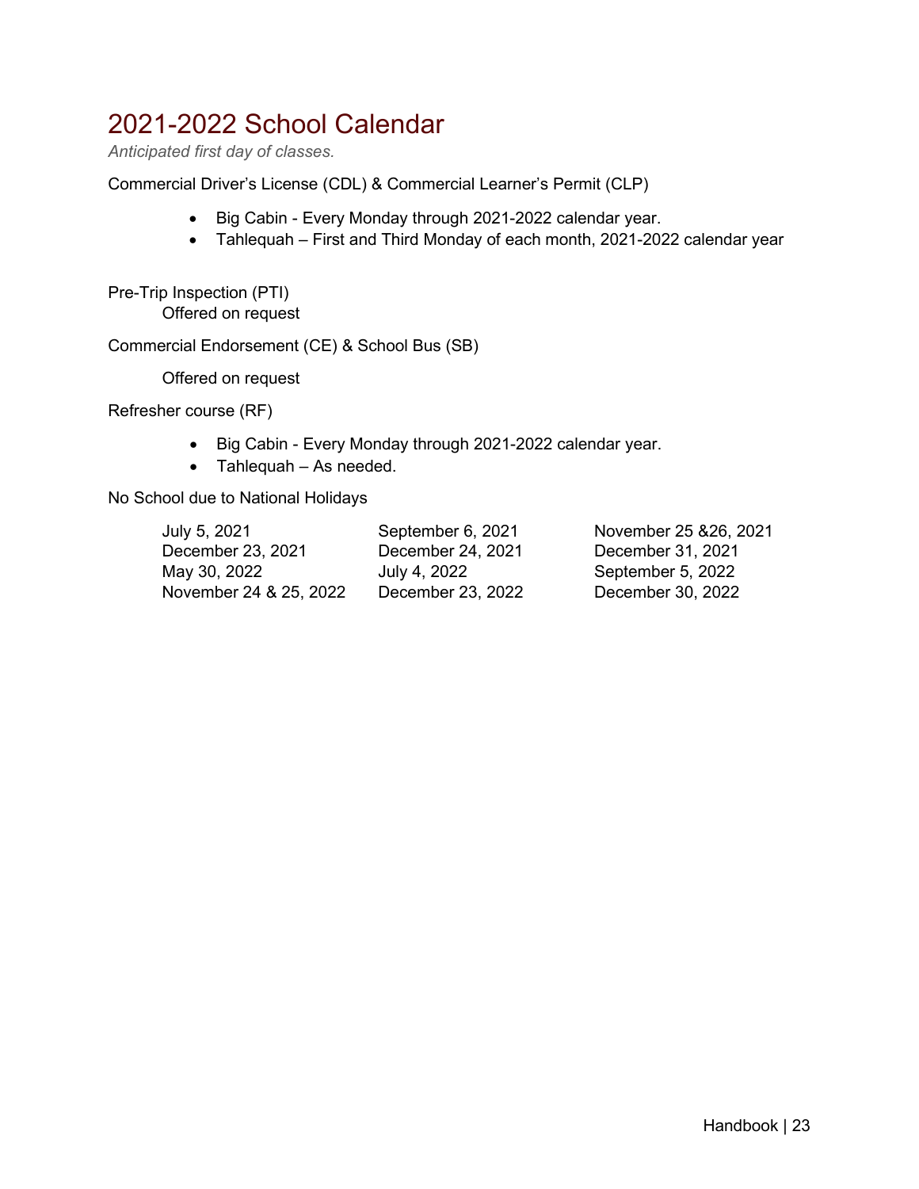# 2021-2022 School Calendar

*Anticipated first day of classes.*

Commercial Driver's License (CDL) & Commercial Learner's Permit (CLP)

- Big Cabin - Every Monday through 2021-2022 calendar year.
- Tahlequah – First and Third Monday of each month, 2021-2022 calendar year

Pre-Trip Inspection (PTI)

Offered on request

Commercial Endorsement (CE) & School Bus (SB)

Offered on request

Refresher course (RF)

- Big Cabin - Every Monday through 2021-2022 calendar year.
- Tahlequah – As needed.

No School due to National Holidays

| | | |
|---|---|---|
| July 5, 2021 | September 6, 2021 | November 25 &26, 2021 |
| December 23, 2021 | December 24, 2021 | December 31, 2021 |
| May 30, 2022 | July 4, 2022 | September 5, 2022 |
| November 24 & 25, 2022 | December 23, 2022 | December 30, 2022 |